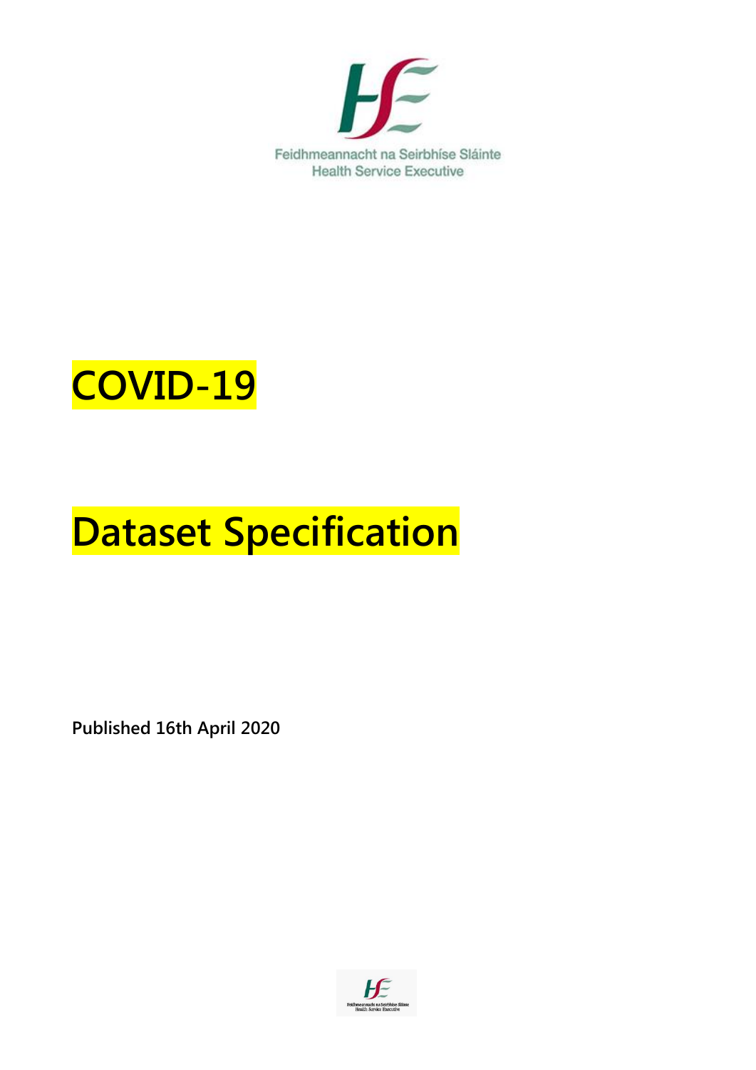Feidhmeannacht na Seirbhíse Sláinte
Health Service Executive

# COVID-19

# Dataset Specification

**Published 16th April 2020**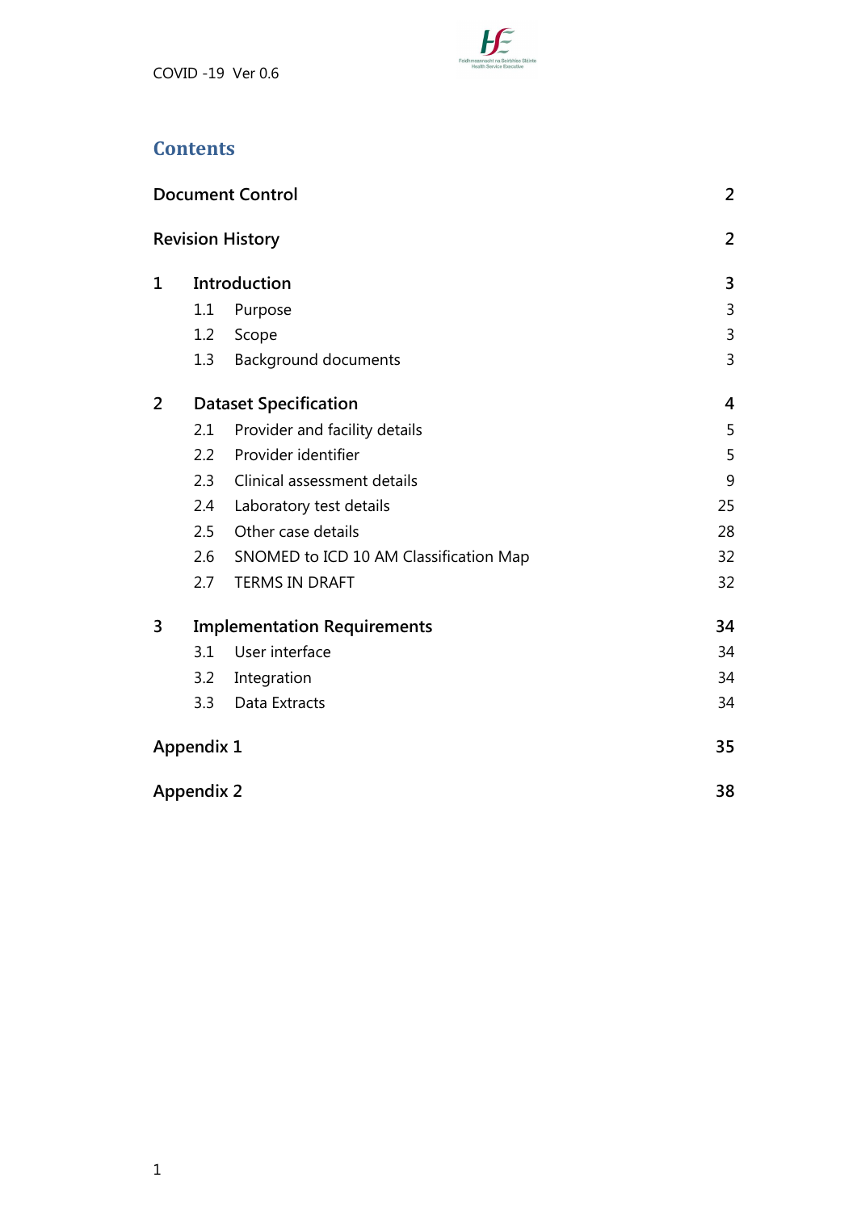## Contents

| | | |
|---|---|---|
| **Document Control** | | **2** |
| **Revision History** | | **2** |
| **1** | **Introduction** | **3** |
| 1.1 | Purpose | 3 |
| 1.2 | Scope | 3 |
| 1.3 | Background documents | 3 |
| **2** | **Dataset Specification** | **4** |
| 2.1 | Provider and facility details | 5 |
| 2.2 | Provider identifier | 5 |
| 2.3 | Clinical assessment details | 9 |
| 2.4 | Laboratory test details | 25 |
| 2.5 | Other case details | 28 |
| 2.6 | SNOMED to ICD 10 AM Classification Map | 32 |
| 2.7 | TERMS IN DRAFT | 32 |
| **3** | **Implementation Requirements** | **34** |
| 3.1 | User interface | 34 |
| 3.2 | Integration | 34 |
| 3.3 | Data Extracts | 34 |
| **Appendix 1** | | **35** |
| **Appendix 2** | | **38** |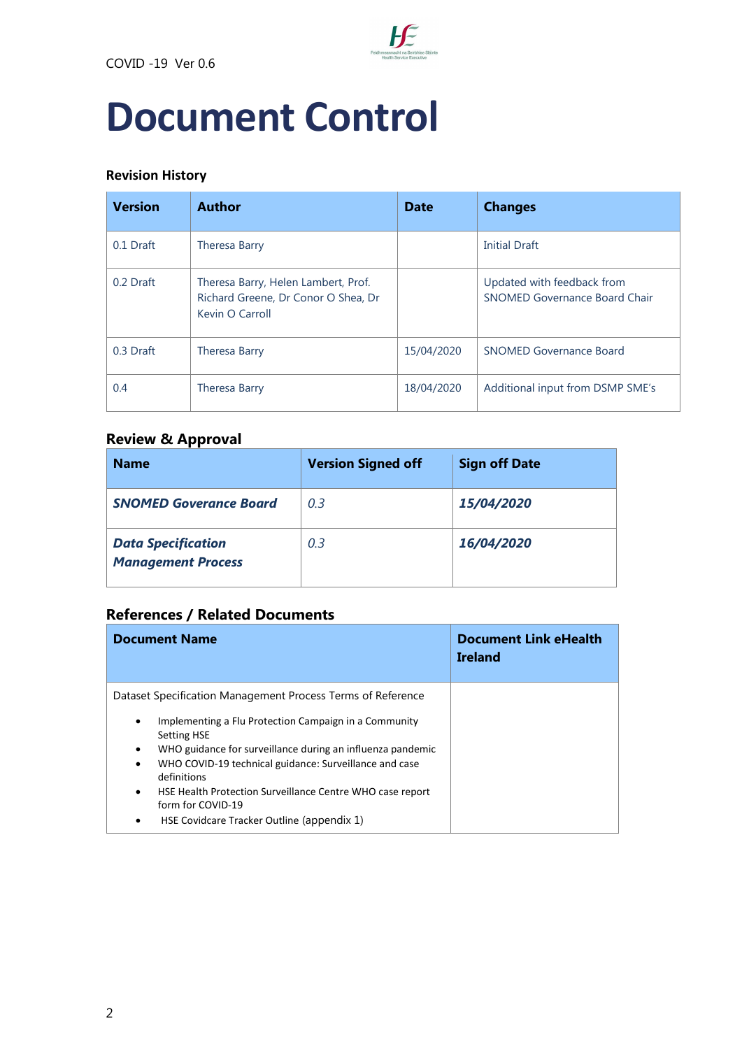# Document Control

### Revision History

| Version | Author | Date | Changes |
|---|---|---|---|
| 0.1 Draft | Theresa Barry | | Initial Draft |
| 0.2 Draft | Theresa Barry, Helen Lambert, Prof. Richard Greene, Dr Conor O Shea, Dr Kevin O Carroll | | Updated with feedback from SNOMED Governance Board Chair |
| 0.3 Draft | Theresa Barry | 15/04/2020 | SNOMED Governance Board |
| 0.4 | Theresa Barry | 18/04/2020 | Additional input from DSMP SME's |

## Review & Approval

| Name | Version Signed off | Sign off Date |
|---|---|---|
| ***SNOMED Goverance Board*** | *0.3* | ***15/04/2020*** |
| ***Data Specification Management Process*** | *0.3* | ***16/04/2020*** |

## References / Related Documents

| Document Name | Document Link eHealth Ireland |
|---|---|
| Dataset Specification Management Process Terms of Reference<br>• Implementing a Flu Protection Campaign in a Community Setting HSE<br>• WHO guidance for surveillance during an influenza pandemic<br>• WHO COVID-19 technical guidance: Surveillance and case definitions<br>• HSE Health Protection Surveillance Centre WHO case report form for COVID-19<br>• HSE Covidcare Tracker Outline (appendix 1) | |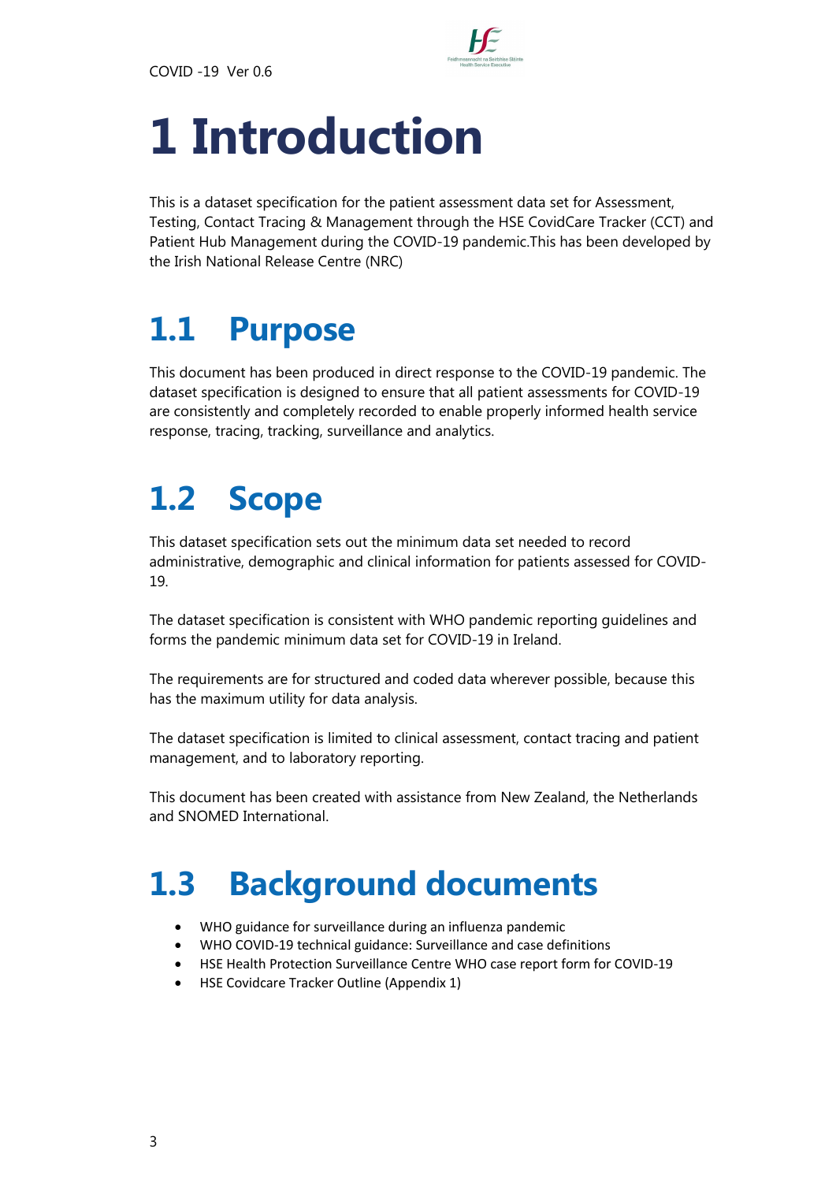# 1 Introduction

This is a dataset specification for the patient assessment data set for Assessment, Testing, Contact Tracing & Management through the HSE CovidCare Tracker (CCT) and Patient Hub Management during the COVID-19 pandemic.This has been developed by the Irish National Release Centre (NRC)

## 1.1 Purpose

This document has been produced in direct response to the COVID-19 pandemic. The dataset specification is designed to ensure that all patient assessments for COVID-19 are consistently and completely recorded to enable properly informed health service response, tracing, tracking, surveillance and analytics.

## 1.2 Scope

This dataset specification sets out the minimum data set needed to record administrative, demographic and clinical information for patients assessed for COVID-19.

The dataset specification is consistent with WHO pandemic reporting guidelines and forms the pandemic minimum data set for COVID-19 in Ireland.

The requirements are for structured and coded data wherever possible, because this has the maximum utility for data analysis.

The dataset specification is limited to clinical assessment, contact tracing and patient management, and to laboratory reporting.

This document has been created with assistance from New Zealand, the Netherlands and SNOMED International.

## 1.3 Background documents

- WHO guidance for surveillance during an influenza pandemic
- WHO COVID-19 technical guidance: Surveillance and case definitions
- HSE Health Protection Surveillance Centre WHO case report form for COVID-19
- HSE Covidcare Tracker Outline (Appendix 1)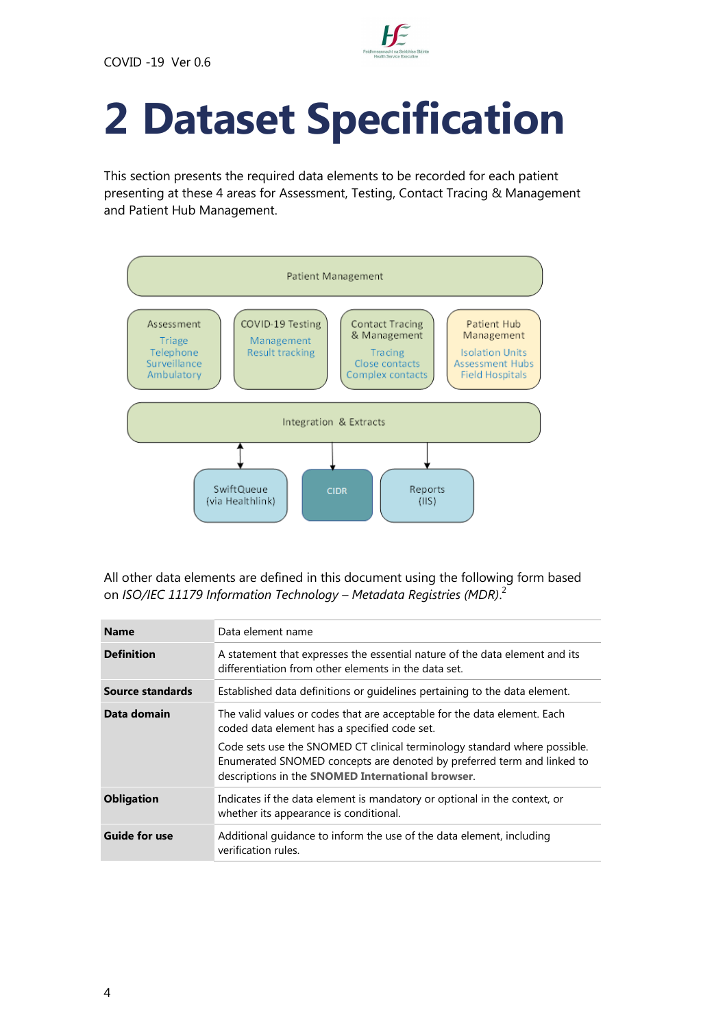# 2 Dataset Specification

This section presents the required data elements to be recorded for each patient presenting at these 4 areas for Assessment, Testing, Contact Tracing & Management and Patient Hub Management.

Patient Management

- Assessment: Triage, Telephone, Surveillance, Ambulatory
- COVID-19 Testing: Management, Result tracking
- Contact Tracing & Management: Tracing, Close contacts, Complex contacts
- Patient Hub Management: Isolation Units, Assessment Hubs, Field Hospitals

Integration & Extracts

- SwiftQueue (via Healthlink)
- CIDR
- Reports (IIS)

All other data elements are defined in this document using the following form based on *ISO/IEC 11179 Information Technology – Metadata Registries (MDR)*.[2]

| | |
|---|---|
| **Name** | Data element name |
| **Definition** | A statement that expresses the essential nature of the data element and its differentiation from other elements in the data set. |
| **Source standards** | Established data definitions or guidelines pertaining to the data element. |
| **Data domain** | The valid values or codes that are acceptable for the data element. Each coded data element has a specified code set.<br><br>Code sets use the SNOMED CT clinical terminology standard where possible. Enumerated SNOMED concepts are denoted by preferred term and linked to descriptions in the **SNOMED International browser**. |
| **Obligation** | Indicates if the data element is mandatory or optional in the context, or whether its appearance is conditional. |
| **Guide for use** | Additional guidance to inform the use of the data element, including verification rules. |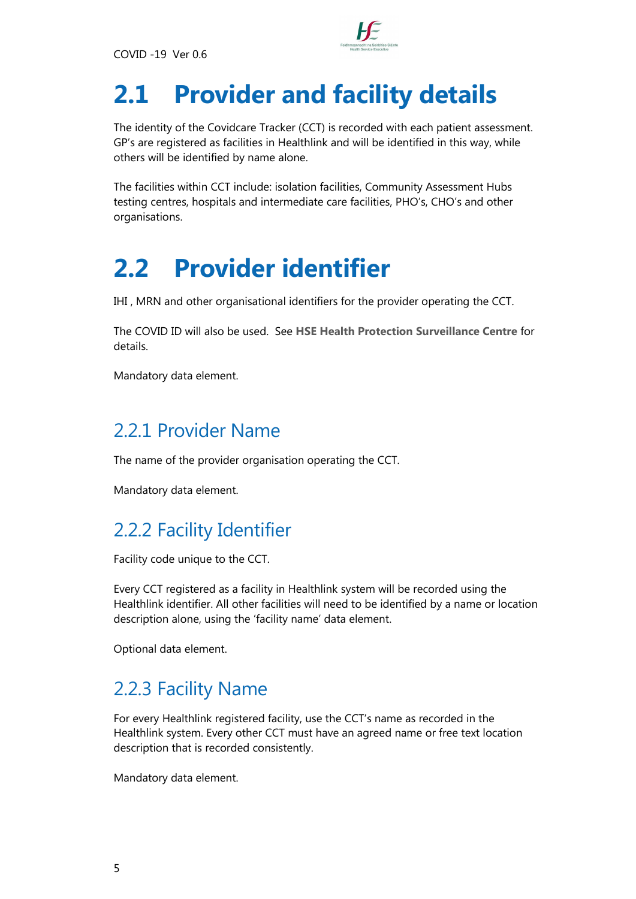# 2.1 Provider and facility details

The identity of the Covidcare Tracker (CCT) is recorded with each patient assessment. GP's are registered as facilities in Healthlink and will be identified in this way, while others will be identified by name alone.

The facilities within CCT include: isolation facilities, Community Assessment Hubs testing centres, hospitals and intermediate care facilities, PHO's, CHO's and other organisations.

# 2.2 Provider identifier

IHI , MRN and other organisational identifiers for the provider operating the CCT.

The COVID ID will also be used. See **HSE Health Protection Surveillance Centre** for details.

Mandatory data element.

## 2.2.1 Provider Name

The name of the provider organisation operating the CCT.

Mandatory data element.

## 2.2.2 Facility Identifier

Facility code unique to the CCT.

Every CCT registered as a facility in Healthlink system will be recorded using the Healthlink identifier. All other facilities will need to be identified by a name or location description alone, using the 'facility name' data element.

Optional data element.

## 2.2.3 Facility Name

For every Healthlink registered facility, use the CCT's name as recorded in the Healthlink system. Every other CCT must have an agreed name or free text location description that is recorded consistently.

Mandatory data element.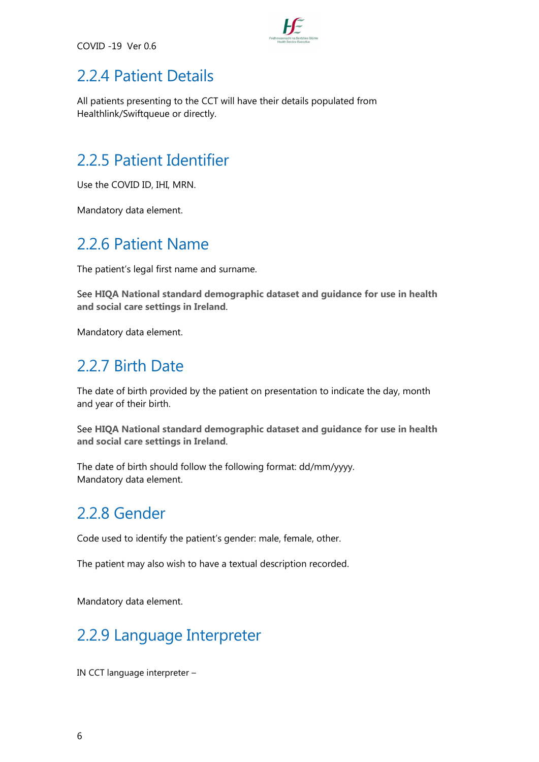## 2.2.4 Patient Details

All patients presenting to the CCT will have their details populated from Healthlink/Swiftqueue or directly.

## 2.2.5 Patient Identifier

Use the COVID ID, IHI, MRN.

Mandatory data element.

## 2.2.6 Patient Name

The patient's legal first name and surname.

See **HIQA National standard demographic dataset and guidance for use in health and social care settings in Ireland**.

Mandatory data element.

## 2.2.7 Birth Date

The date of birth provided by the patient on presentation to indicate the day, month and year of their birth.

See **HIQA National standard demographic dataset and guidance for use in health and social care settings in Ireland**.

The date of birth should follow the following format: dd/mm/yyyy.
Mandatory data element.

## 2.2.8 Gender

Code used to identify the patient's gender: male, female, other.

The patient may also wish to have a textual description recorded.

Mandatory data element.

## 2.2.9 Language Interpreter

IN CCT language interpreter –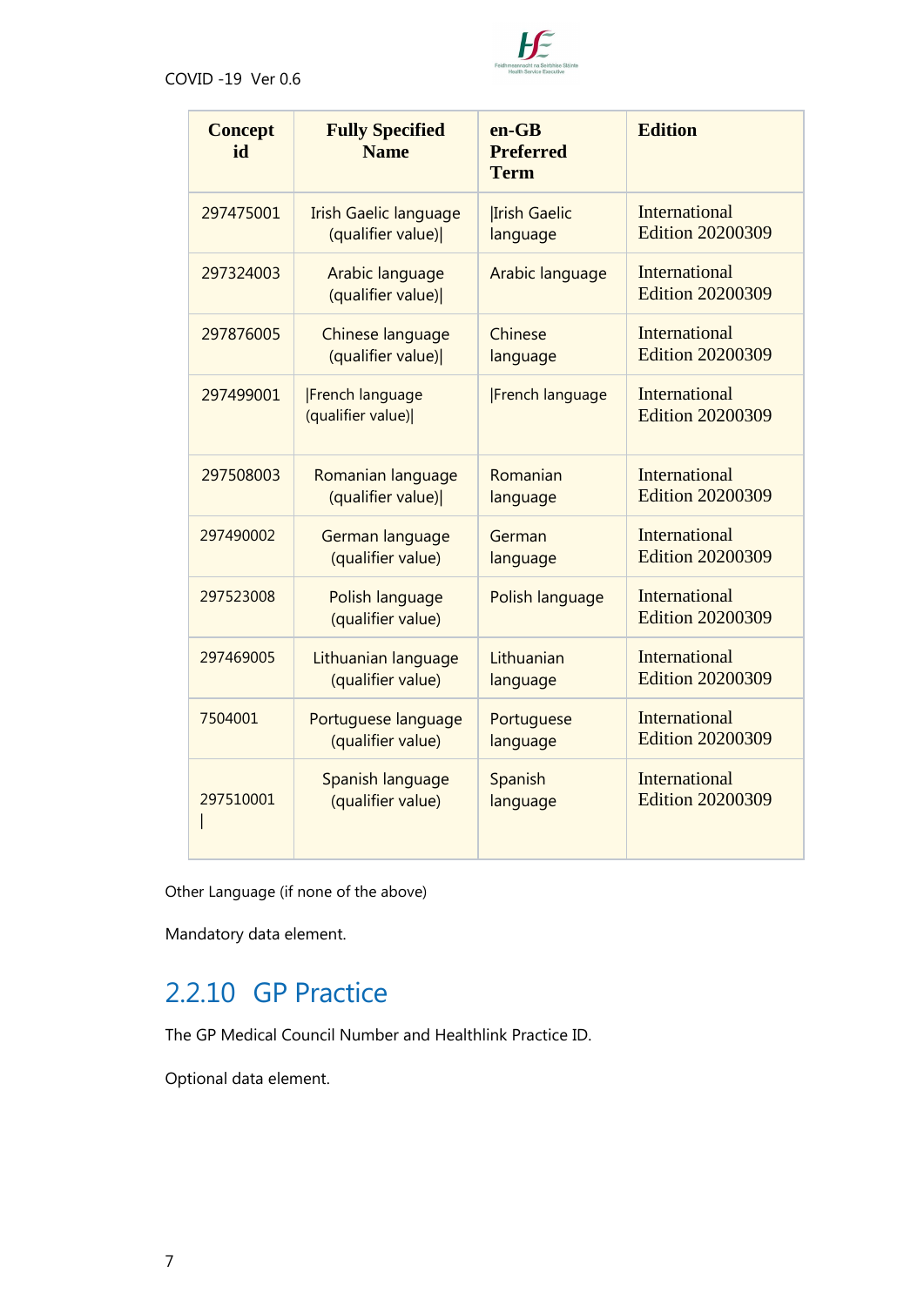| Concept id | Fully Specified Name | en-GB Preferred Term | Edition |
|---|---|---|---|
| 297475001 | Irish Gaelic language (qualifier value)\| | \|Irish Gaelic language | International Edition 20200309 |
| 297324003 | Arabic language (qualifier value)\| | Arabic language | International Edition 20200309 |
| 297876005 | Chinese language (qualifier value)\| | Chinese language | International Edition 20200309 |
| 297499001 | \|French language (qualifier value)\| | \|French language | International Edition 20200309 |
| 297508003 | Romanian language (qualifier value)\| | Romanian language | International Edition 20200309 |
| 297490002 | German language (qualifier value) | German language | International Edition 20200309 |
| 297523008 | Polish language (qualifier value) | Polish language | International Edition 20200309 |
| 297469005 | Lithuanian language (qualifier value) | Lithuanian language | International Edition 20200309 |
| 7504001 | Portuguese language (qualifier value) | Portuguese language | International Edition 20200309 |
| 297510001 \| | Spanish language (qualifier value) | Spanish language | International Edition 20200309 |

Other Language (if none of the above)

Mandatory data element.

## 2.2.10 GP Practice

The GP Medical Council Number and Healthlink Practice ID.

Optional data element.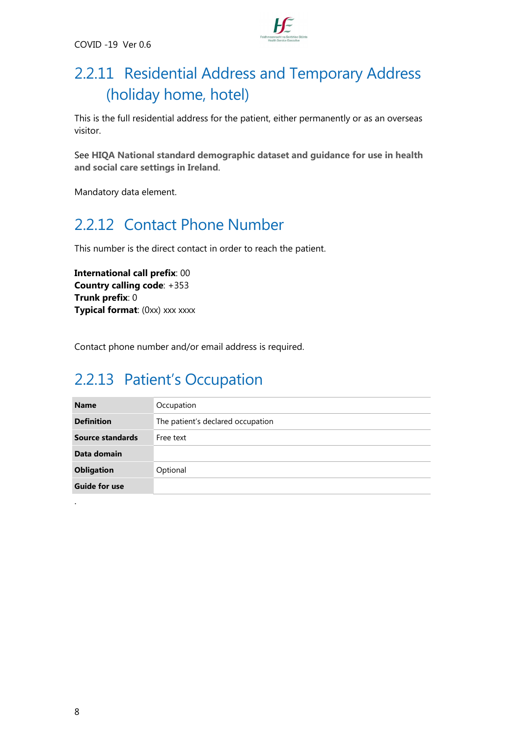### 2.2.11 Residential Address and Temporary Address (holiday home, hotel)

This is the full residential address for the patient, either permanently or as an overseas visitor.

See **HIQA National standard demographic dataset and guidance for use in health and social care settings in Ireland**.

Mandatory data element.

### 2.2.12 Contact Phone Number

This number is the direct contact in order to reach the patient.

**International call prefix**: 00
**Country calling code**: +353
**Trunk prefix**: 0
**Typical format**: (0xx) xxx xxxx

Contact phone number and/or email address is required.

### 2.2.13 Patient's Occupation

| **Name** | Occupation |
|---|---|
| **Definition** | The patient's declared occupation |
| **Source standards** | Free text |
| **Data domain** | |
| **Obligation** | Optional |
| **Guide for use** | |

.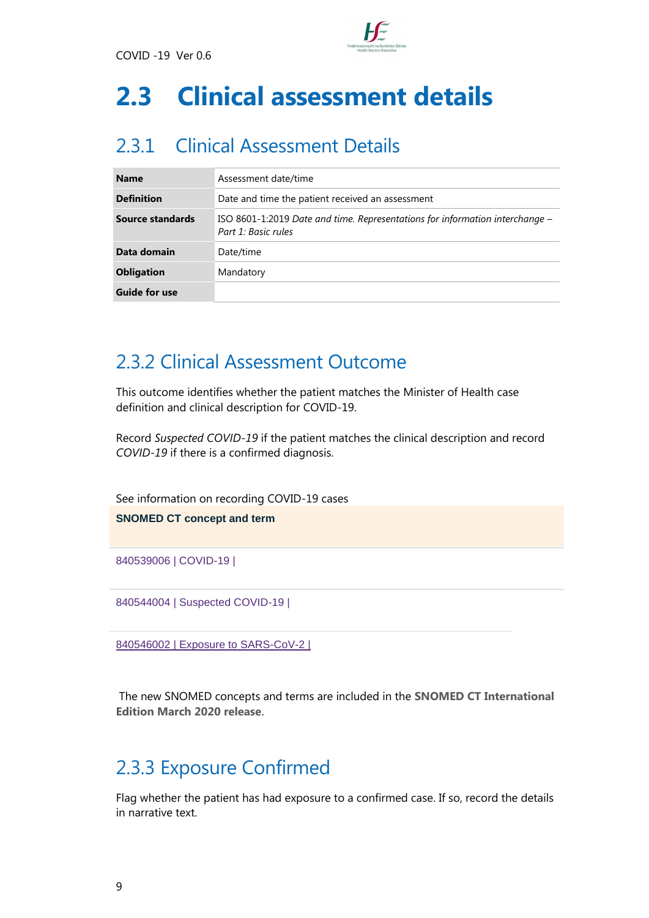# 2.3 Clinical assessment details

## 2.3.1 Clinical Assessment Details

| | |
|---|---|
| **Name** | Assessment date/time |
| **Definition** | Date and time the patient received an assessment |
| **Source standards** | ISO 8601-1:2019 *Date and time. Representations for information interchange – Part 1: Basic rules* |
| **Data domain** | Date/time |
| **Obligation** | Mandatory |
| **Guide for use** | |

## 2.3.2 Clinical Assessment Outcome

This outcome identifies whether the patient matches the Minister of Health case definition and clinical description for COVID-19.

Record *Suspected COVID-19* if the patient matches the clinical description and record *COVID-19* if there is a confirmed diagnosis.

See information on recording COVID-19 cases

| SNOMED CT concept and term |
|---|
| 840539006 \| COVID-19 \| |
| 840544004 \| Suspected COVID-19 \| |
| 840546002 \| Exposure to SARS-CoV-2 \| |

The new SNOMED concepts and terms are included in the **SNOMED CT International Edition March 2020 release**.

## 2.3.3 Exposure Confirmed

Flag whether the patient has had exposure to a confirmed case. If so, record the details in narrative text.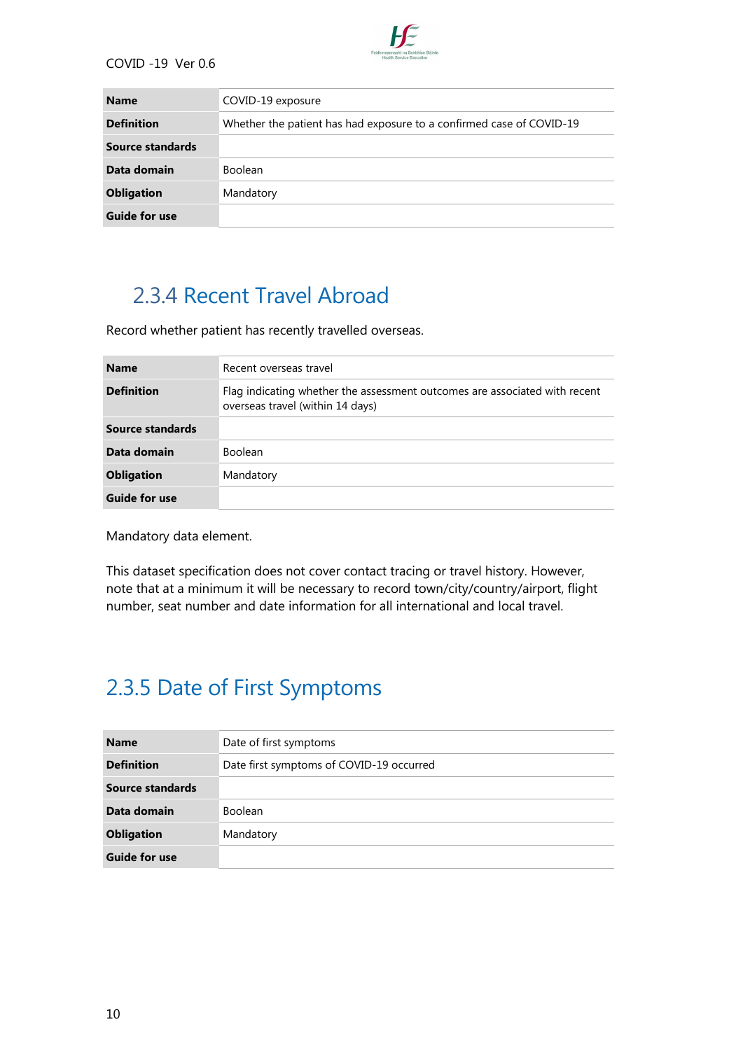| Name | COVID-19 exposure |
|---|---|
| Definition | Whether the patient has had exposure to a confirmed case of COVID-19 |
| Source standards | |
| Data domain | Boolean |
| Obligation | Mandatory |
| Guide for use | |

## 2.3.4 Recent Travel Abroad

Record whether patient has recently travelled overseas.

| Name | Recent overseas travel |
|---|---|
| Definition | Flag indicating whether the assessment outcomes are associated with recent overseas travel (within 14 days) |
| Source standards | |
| Data domain | Boolean |
| Obligation | Mandatory |
| Guide for use | |

Mandatory data element.

This dataset specification does not cover contact tracing or travel history. However, note that at a minimum it will be necessary to record town/city/country/airport, flight number, seat number and date information for all international and local travel.

## 2.3.5 Date of First Symptoms

| Name | Date of first symptoms |
|---|---|
| Definition | Date first symptoms of COVID-19 occurred |
| Source standards | |
| Data domain | Boolean |
| Obligation | Mandatory |
| Guide for use | |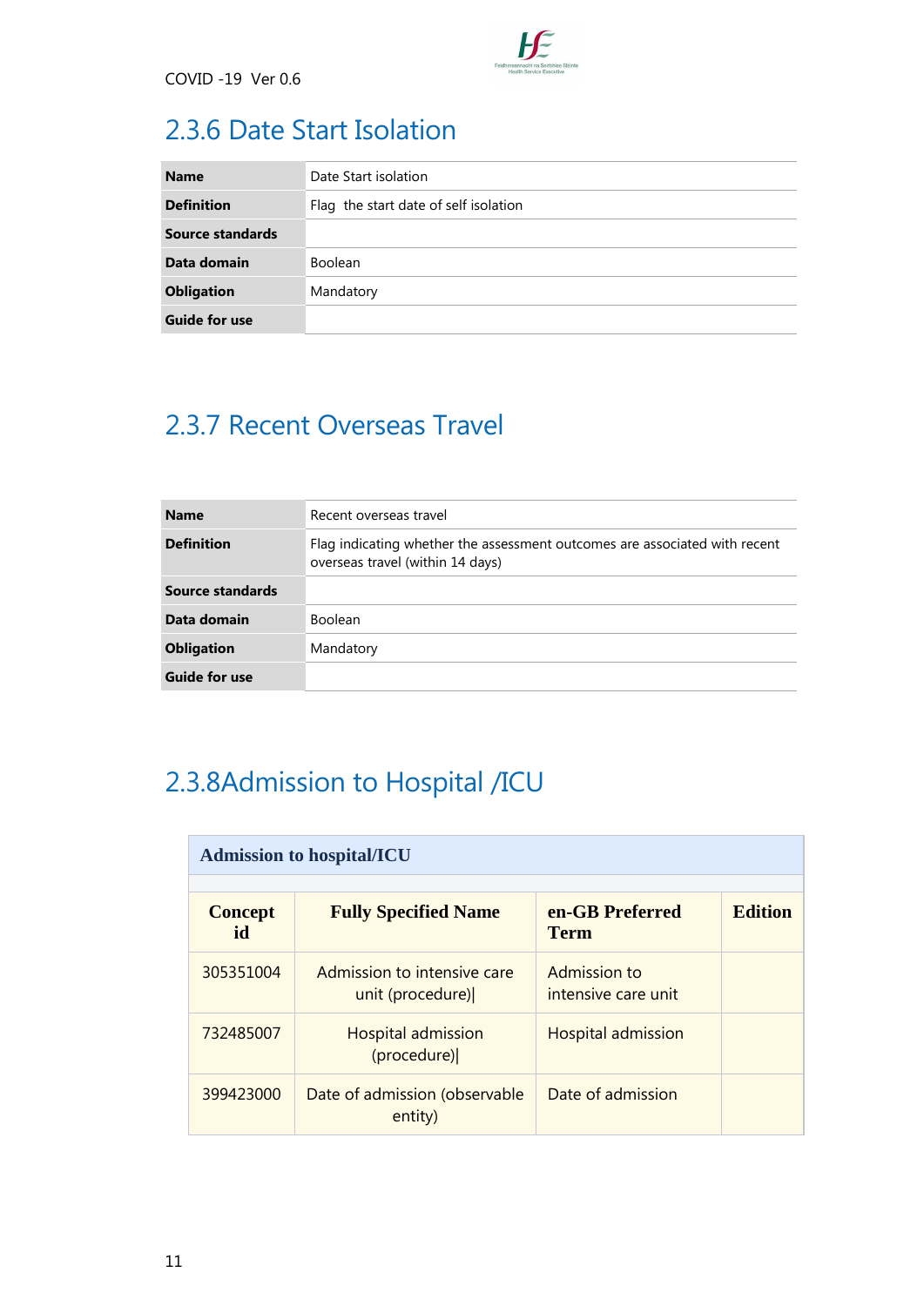## 2.3.6 Date Start Isolation

| | |
|---|---|
| **Name** | Date Start isolation |
| **Definition** | Flag the start date of self isolation |
| **Source standards** | |
| **Data domain** | Boolean |
| **Obligation** | Mandatory |
| **Guide for use** | |

## 2.3.7 Recent Overseas Travel

| | |
|---|---|
| **Name** | Recent overseas travel |
| **Definition** | Flag indicating whether the assessment outcomes are associated with recent overseas travel (within 14 days) |
| **Source standards** | |
| **Data domain** | Boolean |
| **Obligation** | Mandatory |
| **Guide for use** | |

## 2.3.8Admission to Hospital /ICU

| **Admission to hospital/ICU** | | | |
|---|---|---|---|
| **Concept id** | **Fully Specified Name** | **en-GB Preferred Term** | **Edition** |
| 305351004 | Admission to intensive care unit (procedure)\| | Admission to intensive care unit | |
| 732485007 | Hospital admission (procedure)\| | Hospital admission | |
| 399423000 | Date of admission (observable entity) | Date of admission | |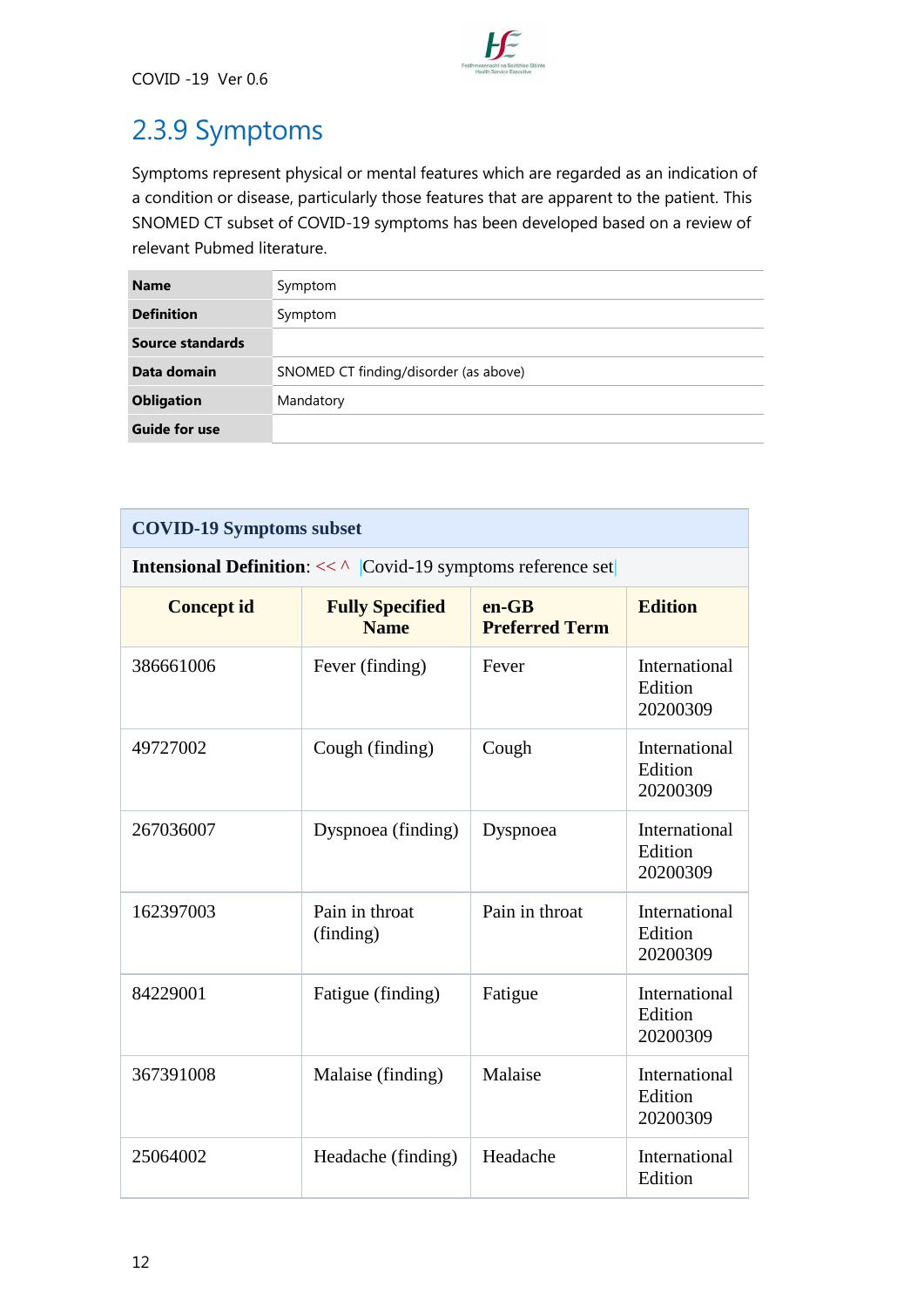## 2.3.9 Symptoms

Symptoms represent physical or mental features which are regarded as an indication of a condition or disease, particularly those features that are apparent to the patient. This SNOMED CT subset of COVID-19 symptoms has been developed based on a review of relevant Pubmed literature.

| **Name** | Symptom |
|---|---|
| **Definition** | Symptom |
| **Source standards** | |
| **Data domain** | SNOMED CT finding/disorder (as above) |
| **Obligation** | Mandatory |
| **Guide for use** | |

| **COVID-19 Symptoms subset** | | | |
|---|---|---|---|
| **Intensional Definition**: << ^ Covid-19 symptoms reference set | | | |
| **Concept id** | **Fully Specified Name** | **en-GB Preferred Term** | **Edition** |
| 386661006 | Fever (finding) | Fever | International Edition 20200309 |
| 49727002 | Cough (finding) | Cough | International Edition 20200309 |
| 267036007 | Dyspnoea (finding) | Dyspnoea | International Edition 20200309 |
| 162397003 | Pain in throat (finding) | Pain in throat | International Edition 20200309 |
| 84229001 | Fatigue (finding) | Fatigue | International Edition 20200309 |
| 367391008 | Malaise (finding) | Malaise | International Edition 20200309 |
| 25064002 | Headache (finding) | Headache | International Edition |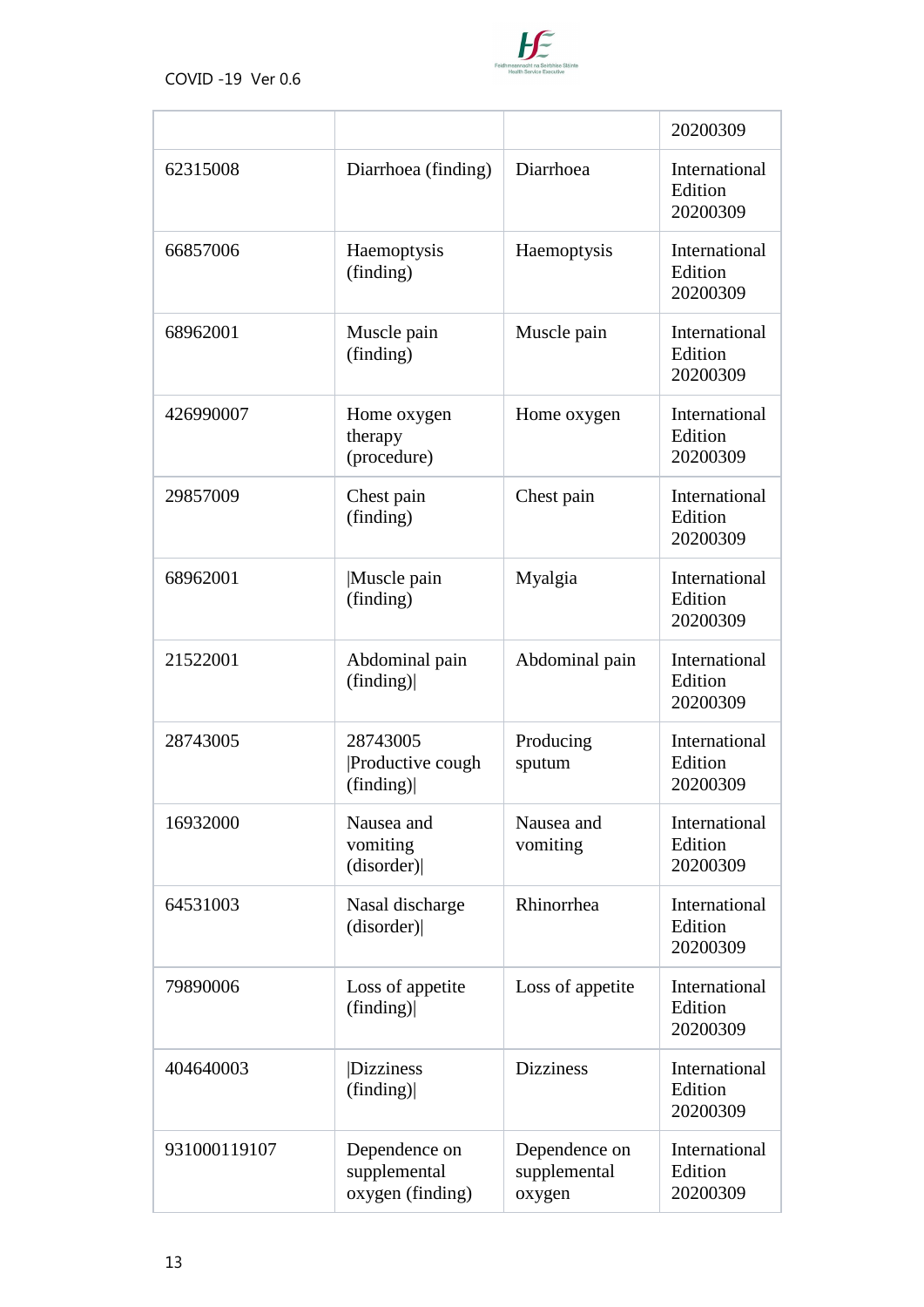| | | | 20200309 |
|---|---|---|---|
| 62315008 | Diarrhoea (finding) | Diarrhoea | International Edition 20200309 |
| 66857006 | Haemoptysis (finding) | Haemoptysis | International Edition 20200309 |
| 68962001 | Muscle pain (finding) | Muscle pain | International Edition 20200309 |
| 426990007 | Home oxygen therapy (procedure) | Home oxygen | International Edition 20200309 |
| 29857009 | Chest pain (finding) | Chest pain | International Edition 20200309 |
| 68962001 | \|Muscle pain (finding) | Myalgia | International Edition 20200309 |
| 21522001 | Abdominal pain (finding)\| | Abdominal pain | International Edition 20200309 |
| 28743005 | 28743005 \|Productive cough (finding)\| | Producing sputum | International Edition 20200309 |
| 16932000 | Nausea and vomiting (disorder)\| | Nausea and vomiting | International Edition 20200309 |
| 64531003 | Nasal discharge (disorder)\| | Rhinorrhea | International Edition 20200309 |
| 79890006 | Loss of appetite (finding)\| | Loss of appetite | International Edition 20200309 |
| 404640003 | \|Dizziness (finding)\| | Dizziness | International Edition 20200309 |
| 931000119107 | Dependence on supplemental oxygen (finding) | Dependence on supplemental oxygen | International Edition 20200309 |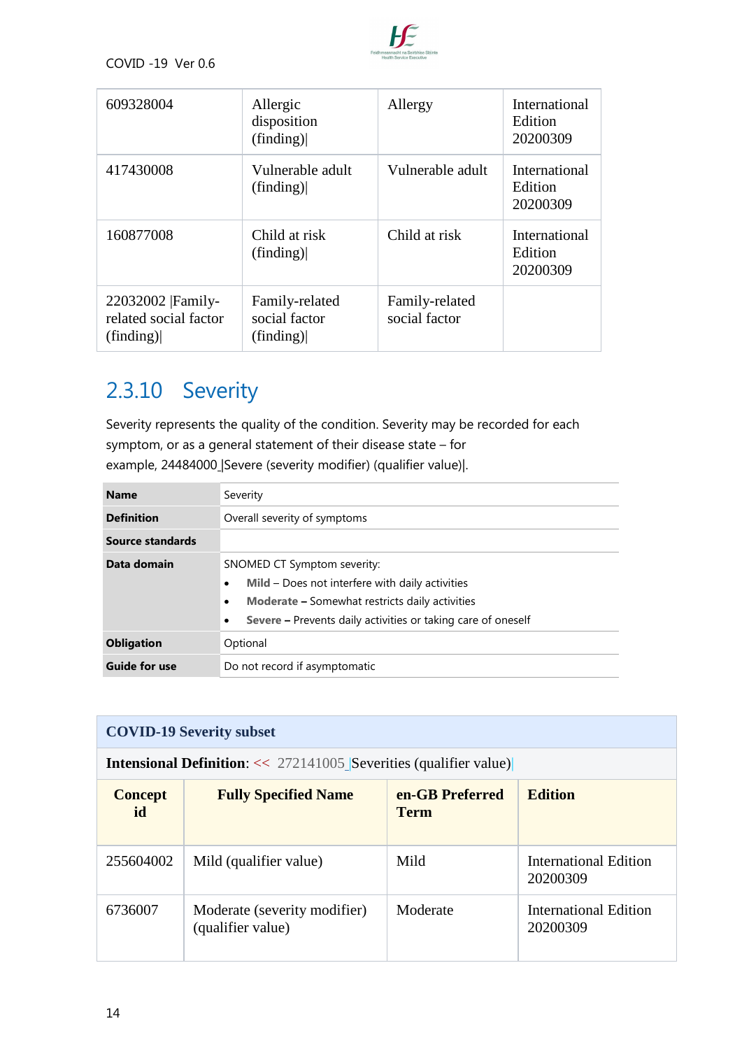| 609328004 | Allergic disposition (finding)\| | Allergy | International Edition 20200309 |
|---|---|---|---|
| 417430008 | Vulnerable adult (finding)\| | Vulnerable adult | International Edition 20200309 |
| 160877008 | Child at risk (finding)\| | Child at risk | International Edition 20200309 |
| 22032002 \|Family-related social factor (finding)\| | Family-related social factor (finding)\| | Family-related social factor | |

## 2.3.10 Severity

Severity represents the quality of the condition. Severity may be recorded for each symptom, or as a general statement of their disease state – for example, 24484000 |Severe (severity modifier) (qualifier value)|.

| | |
|---|---|
| **Name** | Severity |
| **Definition** | Overall severity of symptoms |
| **Source standards** | |
| **Data domain** | SNOMED CT Symptom severity:<br>• **Mild** – Does not interfere with daily activities<br>• **Moderate –** Somewhat restricts daily activities<br>• **Severe –** Prevents daily activities or taking care of oneself |
| **Obligation** | Optional |
| **Guide for use** | Do not record if asymptomatic |

**COVID-19 Severity subset**

**Intensional Definition**: << 272141005 |Severities (qualifier value)|

| Concept id | Fully Specified Name | en-GB Preferred Term | Edition |
|---|---|---|---|
| 255604002 | Mild (qualifier value) | Mild | International Edition 20200309 |
| 6736007 | Moderate (severity modifier) (qualifier value) | Moderate | International Edition 20200309 |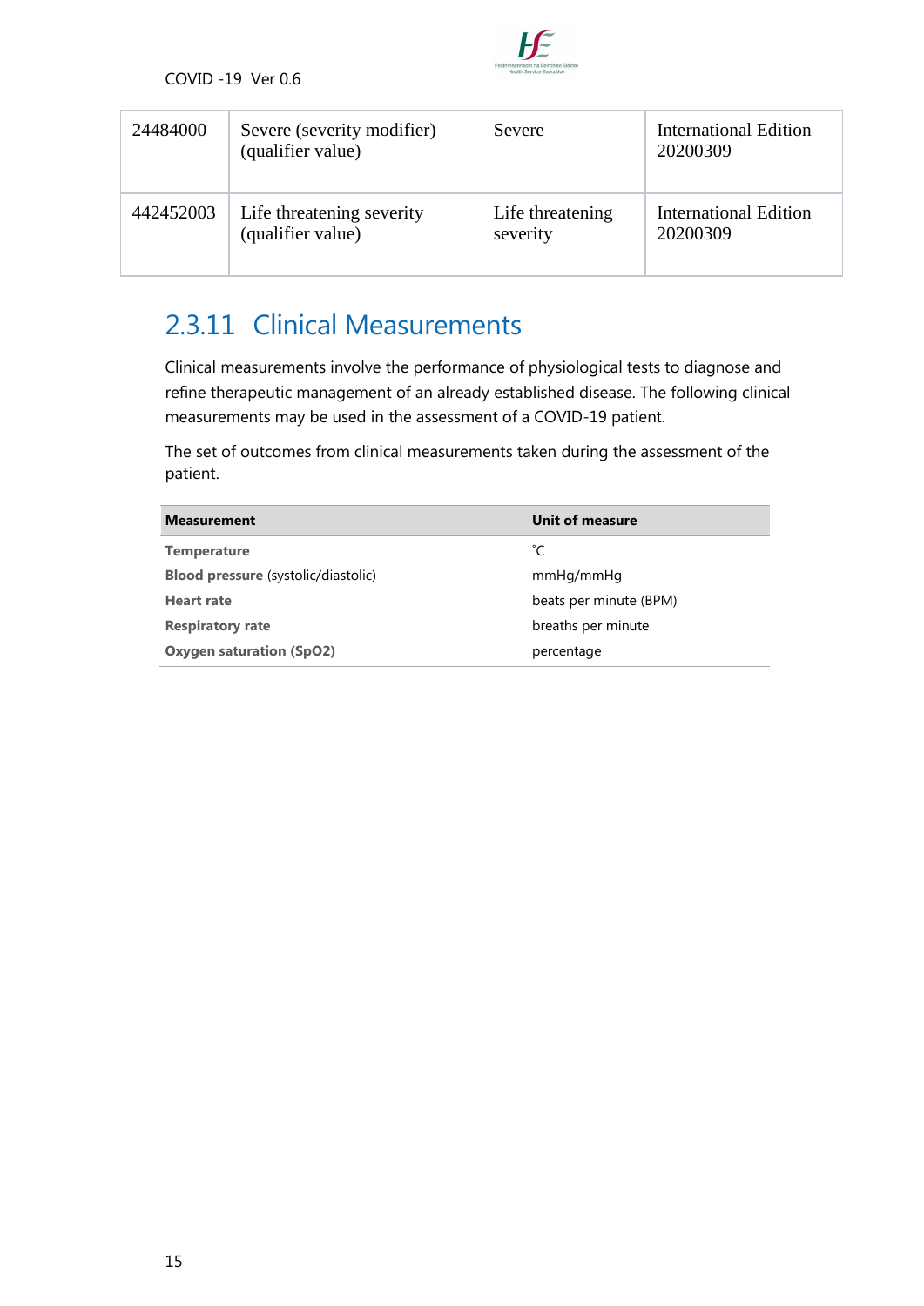| 24484000 | Severe (severity modifier) (qualifier value) | Severe | International Edition 20200309 |
|---|---|---|---|
| 442452003 | Life threatening severity (qualifier value) | Life threatening severity | International Edition 20200309 |

## 2.3.11 Clinical Measurements

Clinical measurements involve the performance of physiological tests to diagnose and refine therapeutic management of an already established disease. The following clinical measurements may be used in the assessment of a COVID-19 patient.

The set of outcomes from clinical measurements taken during the assessment of the patient.

| Measurement | Unit of measure |
|---|---|
| **Temperature** | ˚C |
| **Blood pressure** (systolic/diastolic) | mmHg/mmHg |
| **Heart rate** | beats per minute (BPM) |
| **Respiratory rate** | breaths per minute |
| **Oxygen saturation (SpO2)** | percentage |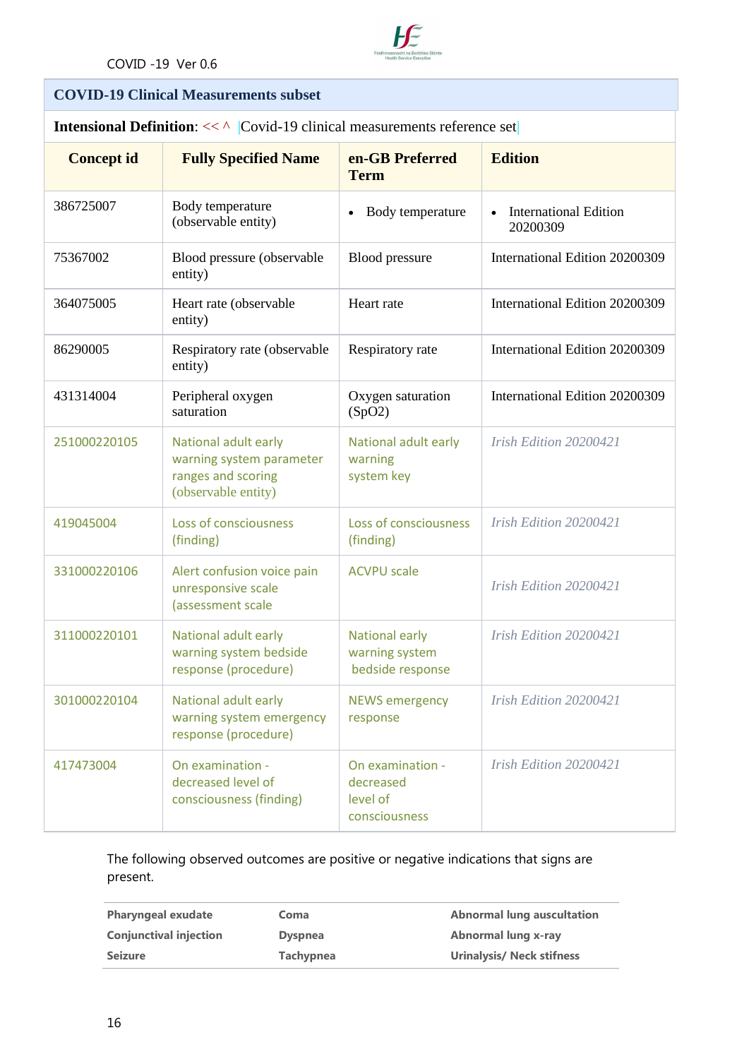## COVID-19 Clinical Measurements subset

**Intensional Definition**: << ^ |Covid-19 clinical measurements reference set|

| Concept id | Fully Specified Name | en-GB Preferred Term | Edition |
|---|---|---|---|
| 386725007 | Body temperature (observable entity) | • Body temperature | • International Edition 20200309 |
| 75367002 | Blood pressure (observable entity) | Blood pressure | International Edition 20200309 |
| 364075005 | Heart rate (observable entity) | Heart rate | International Edition 20200309 |
| 86290005 | Respiratory rate (observable entity) | Respiratory rate | International Edition 20200309 |
| 431314004 | Peripheral oxygen saturation | Oxygen saturation (SpO2) | International Edition 20200309 |
| 251000220105 | National adult early warning system parameter ranges and scoring (observable entity) | National adult early warning system key | *Irish Edition 20200421* |
| 419045004 | Loss of consciousness (finding) | Loss of consciousness (finding) | *Irish Edition 20200421* |
| 331000220106 | Alert confusion voice pain unresponsive scale (assessment scale | ACVPU scale | *Irish Edition 20200421* |
| 311000220101 | National adult early warning system bedside response (procedure) | National early warning system bedside response | *Irish Edition 20200421* |
| 301000220104 | National adult early warning system emergency response (procedure) | NEWS emergency response | *Irish Edition 20200421* |
| 417473004 | On examination - decreased level of consciousness (finding) | On examination - decreased level of consciousness | *Irish Edition 20200421* |

The following observed outcomes are positive or negative indications that signs are present.

| | | |
|---|---|---|
| **Pharyngeal exudate** | **Coma** | **Abnormal lung auscultation** |
| **Conjunctival injection** | **Dyspnea** | **Abnormal lung x-ray** |
| **Seizure** | **Tachypnea** | **Urinalysis/ Neck stifness** |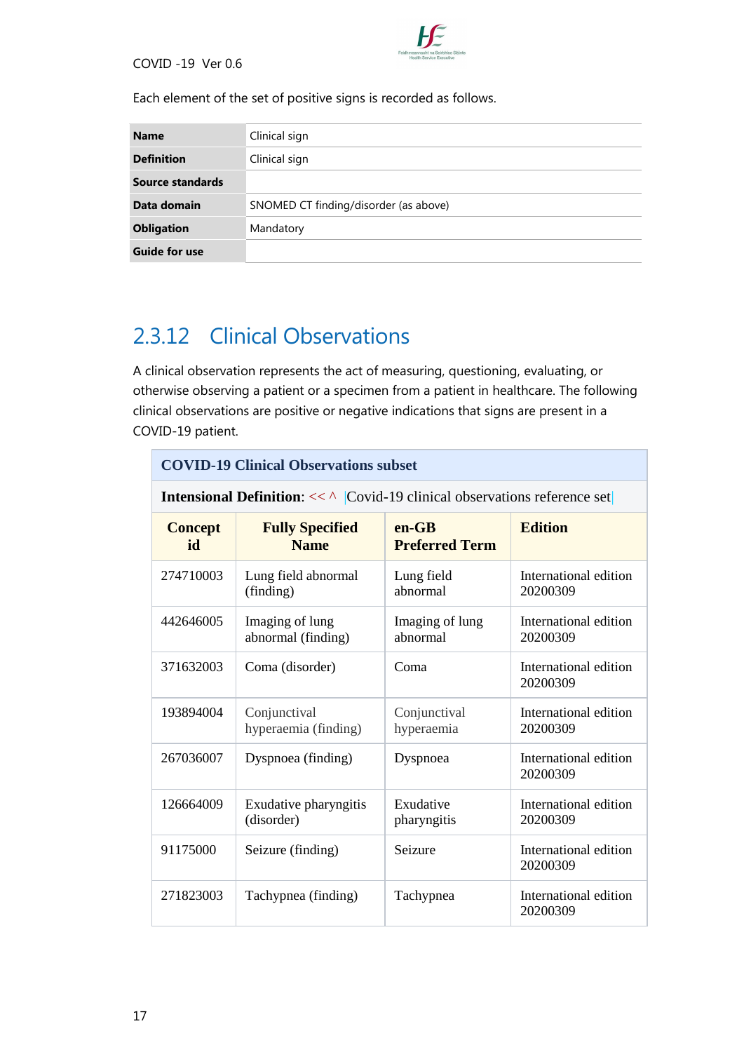Each element of the set of positive signs is recorded as follows.

| **Name** | Clinical sign |
|---|---|
| **Definition** | Clinical sign |
| **Source standards** | |
| **Data domain** | SNOMED CT finding/disorder (as above) |
| **Obligation** | Mandatory |
| **Guide for use** | |

## 2.3.12 Clinical Observations

A clinical observation represents the act of measuring, questioning, evaluating, or otherwise observing a patient or a specimen from a patient in healthcare. The following clinical observations are positive or negative indications that signs are present in a COVID-19 patient.

| **COVID-19 Clinical Observations subset** | | | |
|---|---|---|---|
| **Intensional Definition**: << ^ \|Covid-19 clinical observations reference set\| | | | |
| **Concept id** | **Fully Specified Name** | **en-GB Preferred Term** | **Edition** |
| 274710003 | Lung field abnormal (finding) | Lung field abnormal | International edition 20200309 |
| 442646005 | Imaging of lung abnormal (finding) | Imaging of lung abnormal | International edition 20200309 |
| 371632003 | Coma (disorder) | Coma | International edition 20200309 |
| 193894004 | Conjunctival hyperaemia (finding) | Conjunctival hyperaemia | International edition 20200309 |
| 267036007 | Dyspnoea (finding) | Dyspnoea | International edition 20200309 |
| 126664009 | Exudative pharyngitis (disorder) | Exudative pharyngitis | International edition 20200309 |
| 91175000 | Seizure (finding) | Seizure | International edition 20200309 |
| 271823003 | Tachypnea (finding) | Tachypnea | International edition 20200309 |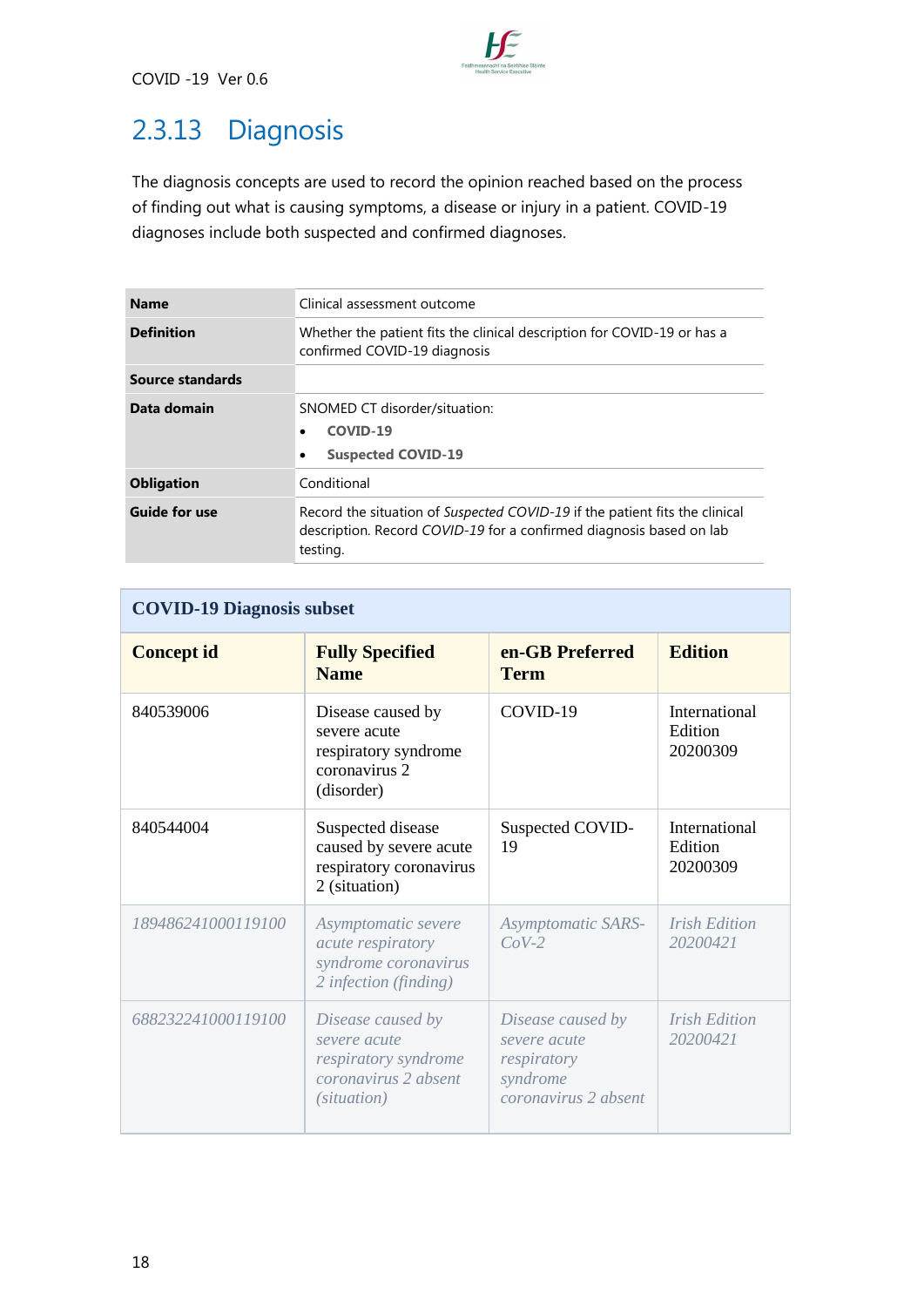## 2.3.13 Diagnosis

The diagnosis concepts are used to record the opinion reached based on the process of finding out what is causing symptoms, a disease or injury in a patient. COVID-19 diagnoses include both suspected and confirmed diagnoses.

| **Name** | Clinical assessment outcome |
|---|---|
| **Definition** | Whether the patient fits the clinical description for COVID-19 or has a confirmed COVID-19 diagnosis |
| **Source standards** | |
| **Data domain** | SNOMED CT disorder/situation:<br>• **COVID-19**<br>• **Suspected COVID-19** |
| **Obligation** | Conditional |
| **Guide for use** | Record the situation of *Suspected COVID-19* if the patient fits the clinical description. Record *COVID-19* for a confirmed diagnosis based on lab testing. |

**COVID-19 Diagnosis subset**

| **Concept id** | **Fully Specified Name** | **en-GB Preferred Term** | **Edition** |
|---|---|---|---|
| 840539006 | Disease caused by severe acute respiratory syndrome coronavirus 2 (disorder) | COVID-19 | International Edition 20200309 |
| 840544004 | Suspected disease caused by severe acute respiratory coronavirus 2 (situation) | Suspected COVID-19 | International Edition 20200309 |
| *189486241000119100* | *Asymptomatic severe acute respiratory syndrome coronavirus 2 infection (finding)* | *Asymptomatic SARS-CoV-2* | *Irish Edition 20200421* |
| *688232241000119100* | *Disease caused by severe acute respiratory syndrome coronavirus 2 absent (situation)* | *Disease caused by severe acute respiratory syndrome coronavirus 2 absent* | *Irish Edition 20200421* |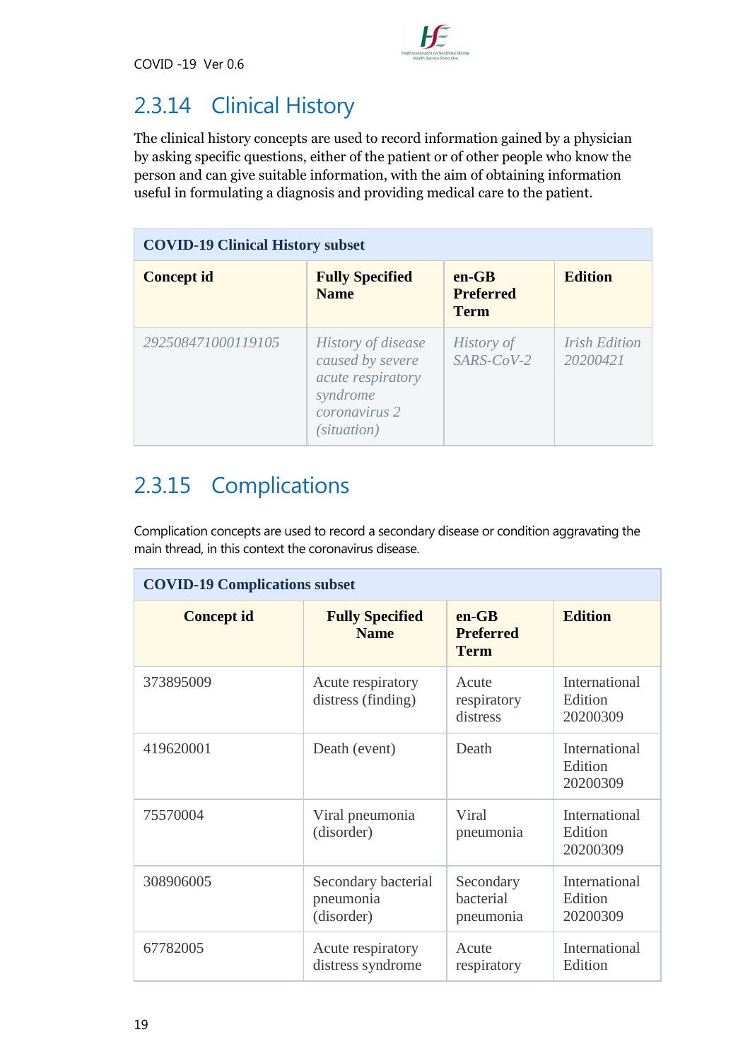## 2.3.14 Clinical History

The clinical history concepts are used to record information gained by a physician by asking specific questions, either of the patient or of other people who know the person and can give suitable information, with the aim of obtaining information useful in formulating a diagnosis and providing medical care to the patient.

| **COVID-19 Clinical History subset** | | | |
|---|---|---|---|
| **Concept id** | **Fully Specified Name** | **en-GB Preferred Term** | **Edition** |
| *292508471000119105* | *History of disease caused by severe acute respiratory syndrome coronavirus 2 (situation)* | *History of SARS-CoV-2* | *Irish Edition 20200421* |

## 2.3.15 Complications

Complication concepts are used to record a secondary disease or condition aggravating the main thread, in this context the coronavirus disease.

| **COVID-19 Complications subset** | | | |
|---|---|---|---|
| **Concept id** | **Fully Specified Name** | **en-GB Preferred Term** | **Edition** |
| 373895009 | Acute respiratory distress (finding) | Acute respiratory distress | International Edition 20200309 |
| 419620001 | Death (event) | Death | International Edition 20200309 |
| 75570004 | Viral pneumonia (disorder) | Viral pneumonia | International Edition 20200309 |
| 308906005 | Secondary bacterial pneumonia (disorder) | Secondary bacterial pneumonia | International Edition 20200309 |
| 67782005 | Acute respiratory distress syndrome | Acute respiratory | International Edition |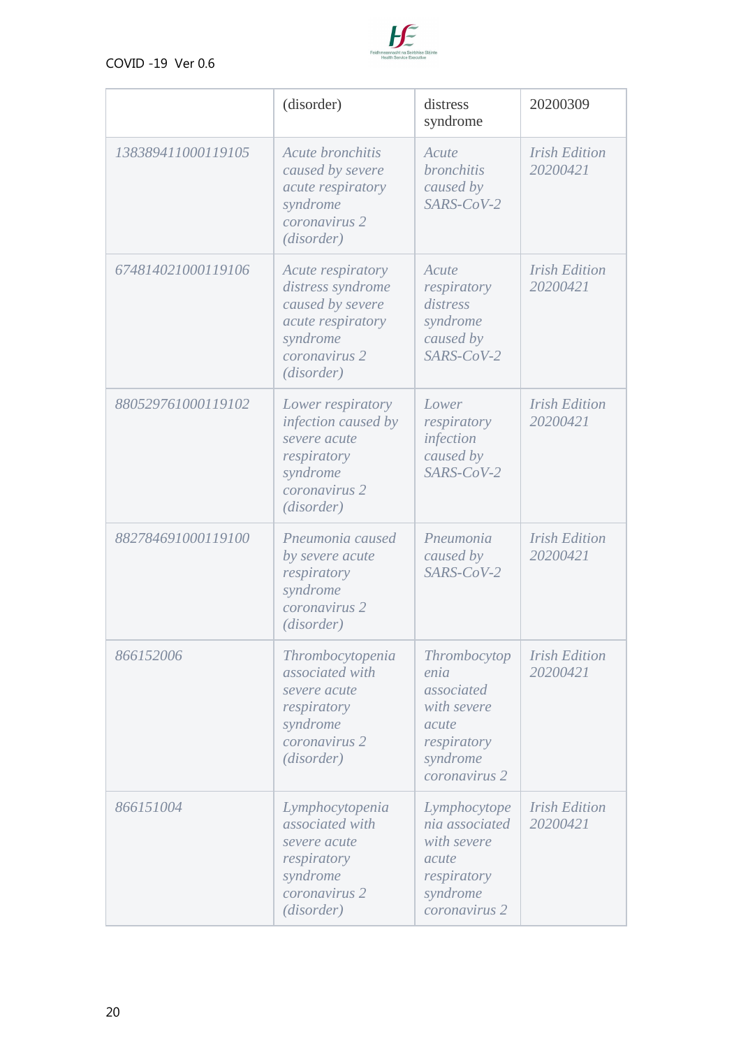| | (disorder) | distress syndrome | 20200309 |
|---|---|---|---|
| *138389411000119105* | *Acute bronchitis caused by severe acute respiratory syndrome coronavirus 2 (disorder)* | *Acute bronchitis caused by SARS-CoV-2* | *Irish Edition 20200421* |
| *674814021000119106* | *Acute respiratory distress syndrome caused by severe acute respiratory syndrome coronavirus 2 (disorder)* | *Acute respiratory distress syndrome caused by SARS-CoV-2* | *Irish Edition 20200421* |
| *880529761000119102* | *Lower respiratory infection caused by severe acute respiratory syndrome coronavirus 2 (disorder)* | *Lower respiratory infection caused by SARS-CoV-2* | *Irish Edition 20200421* |
| *882784691000119100* | *Pneumonia caused by severe acute respiratory syndrome coronavirus 2 (disorder)* | *Pneumonia caused by SARS-CoV-2* | *Irish Edition 20200421* |
| *866152006* | *Thrombocytopenia associated with severe acute respiratory syndrome coronavirus 2 (disorder)* | *Thrombocytopenia associated with severe acute respiratory syndrome coronavirus 2* | *Irish Edition 20200421* |
| *866151004* | *Lymphocytopenia associated with severe acute respiratory syndrome coronavirus 2 (disorder)* | *Lymphocytopenia associated with severe acute respiratory syndrome coronavirus 2* | *Irish Edition 20200421* |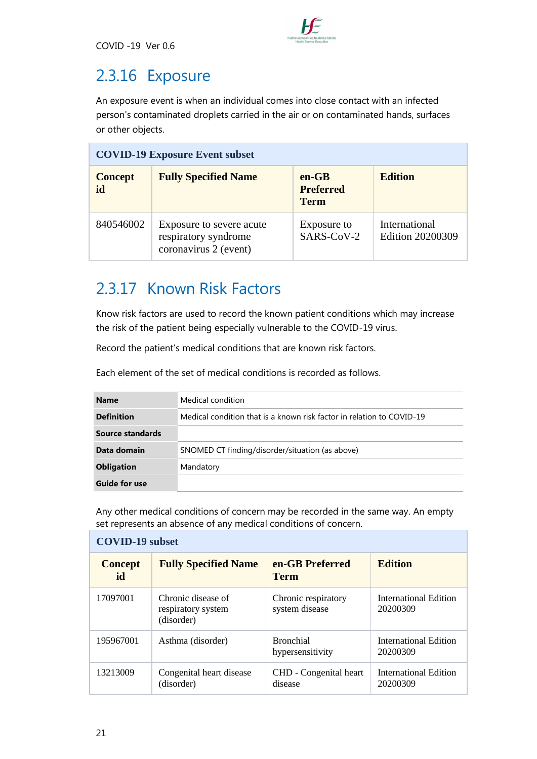## 2.3.16 Exposure

An exposure event is when an individual comes into close contact with an infected person's contaminated droplets carried in the air or on contaminated hands, surfaces or other objects.

| **COVID-19 Exposure Event subset** | | | |
|---|---|---|---|
| **Concept id** | **Fully Specified Name** | **en-GB Preferred Term** | **Edition** |
| 840546002 | Exposure to severe acute respiratory syndrome coronavirus 2 (event) | Exposure to SARS-CoV-2 | International Edition 20200309 |

## 2.3.17 Known Risk Factors

Know risk factors are used to record the known patient conditions which may increase the risk of the patient being especially vulnerable to the COVID-19 virus.

Record the patient's medical conditions that are known risk factors.

Each element of the set of medical conditions is recorded as follows.

| | |
|---|---|
| **Name** | Medical condition |
| **Definition** | Medical condition that is a known risk factor in relation to COVID-19 |
| **Source standards** | |
| **Data domain** | SNOMED CT finding/disorder/situation (as above) |
| **Obligation** | Mandatory |
| **Guide for use** | |

Any other medical conditions of concern may be recorded in the same way. An empty set represents an absence of any medical conditions of concern.

| **COVID-19 subset** | | | |
|---|---|---|---|
| **Concept id** | **Fully Specified Name** | **en-GB Preferred Term** | **Edition** |
| 17097001 | Chronic disease of respiratory system (disorder) | Chronic respiratory system disease | International Edition 20200309 |
| 195967001 | Asthma (disorder) | Bronchial hypersensitivity | International Edition 20200309 |
| 13213009 | Congenital heart disease (disorder) | CHD - Congenital heart disease | International Edition 20200309 |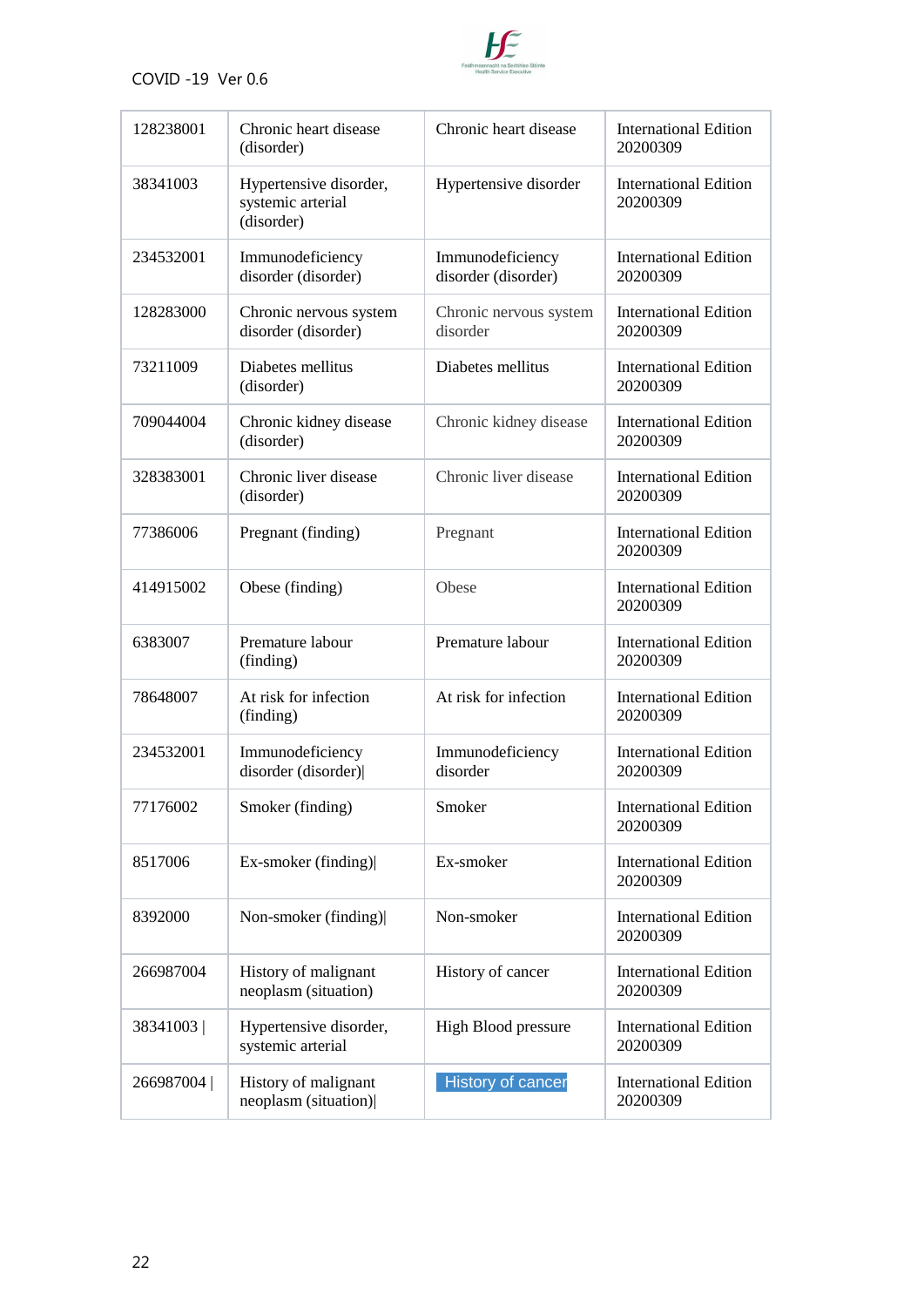| 128238001 | Chronic heart disease (disorder) | Chronic heart disease | International Edition 20200309 |
|---|---|---|---|
| 38341003 | Hypertensive disorder, systemic arterial (disorder) | Hypertensive disorder | International Edition 20200309 |
| 234532001 | Immunodeficiency disorder (disorder) | Immunodeficiency disorder (disorder) | International Edition 20200309 |
| 128283000 | Chronic nervous system disorder (disorder) | Chronic nervous system disorder | International Edition 20200309 |
| 73211009 | Diabetes mellitus (disorder) | Diabetes mellitus | International Edition 20200309 |
| 709044004 | Chronic kidney disease (disorder) | Chronic kidney disease | International Edition 20200309 |
| 328383001 | Chronic liver disease (disorder) | Chronic liver disease | International Edition 20200309 |
| 77386006 | Pregnant (finding) | Pregnant | International Edition 20200309 |
| 414915002 | Obese (finding) | Obese | International Edition 20200309 |
| 6383007 | Premature labour (finding) | Premature labour | International Edition 20200309 |
| 78648007 | At risk for infection (finding) | At risk for infection | International Edition 20200309 |
| 234532001 | Immunodeficiency disorder (disorder)\| | Immunodeficiency disorder | International Edition 20200309 |
| 77176002 | Smoker (finding) | Smoker | International Edition 20200309 |
| 8517006 | Ex-smoker (finding)\| | Ex-smoker | International Edition 20200309 |
| 8392000 | Non-smoker (finding)\| | Non-smoker | International Edition 20200309 |
| 266987004 | History of malignant neoplasm (situation) | History of cancer | International Edition 20200309 |
| 38341003 \| | Hypertensive disorder, systemic arterial | High Blood pressure | International Edition 20200309 |
| 266987004 \| | History of malignant neoplasm (situation)\| | History of cancer | International Edition 20200309 |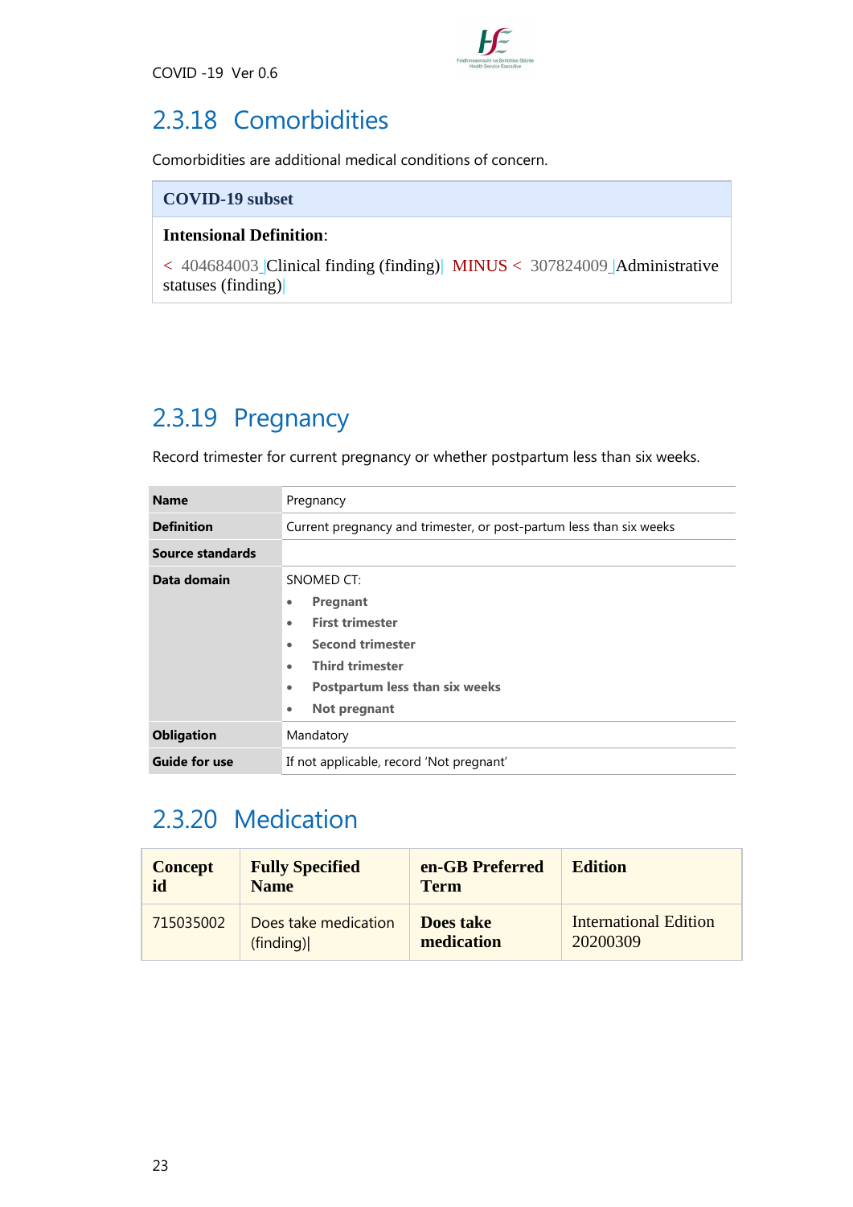## 2.3.18 Comorbidities

Comorbidities are additional medical conditions of concern.

| COVID-19 subset |
|---|
| **Intensional Definition**: |
| < 404684003 \|Clinical finding (finding)\| MINUS < 307824009 \|Administrative statuses (finding)\| |

## 2.3.19 Pregnancy

Record trimester for current pregnancy or whether postpartum less than six weeks.

| | |
|---|---|
| **Name** | Pregnancy |
| **Definition** | Current pregnancy and trimester, or post-partum less than six weeks |
| **Source standards** | |
| **Data domain** | SNOMED CT:<br>• **Pregnant**<br>• **First trimester**<br>• **Second trimester**<br>• **Third trimester**<br>• **Postpartum less than six weeks**<br>• **Not pregnant** |
| **Obligation** | Mandatory |
| **Guide for use** | If not applicable, record 'Not pregnant' |

## 2.3.20 Medication

| Concept id | Fully Specified Name | en-GB Preferred Term | Edition |
|---|---|---|---|
| 715035002 | Does take medication (finding)\| | **Does take medication** | International Edition 20200309 |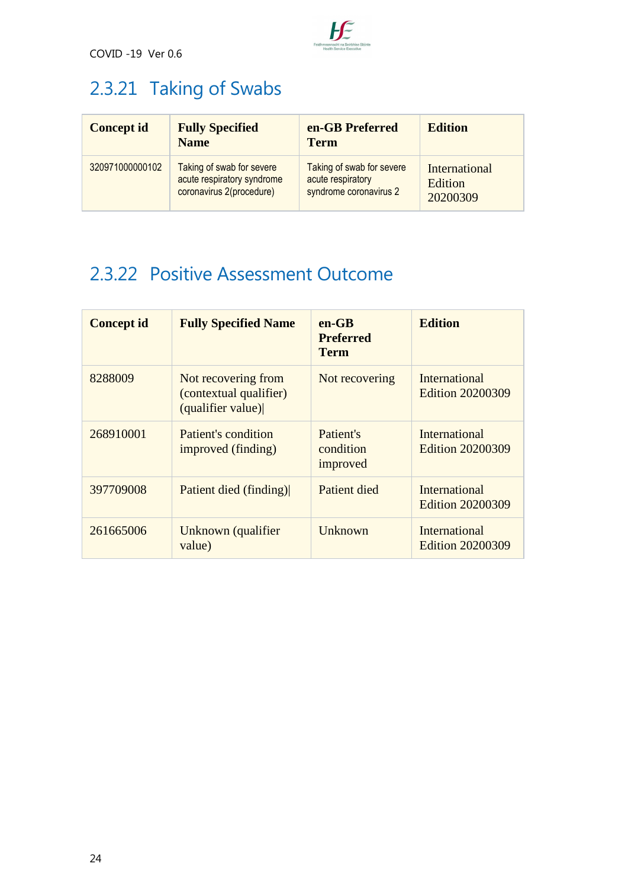## 2.3.21 Taking of Swabs

| Concept id | Fully Specified Name | en-GB Preferred Term | Edition |
|---|---|---|---|
| 320971000000102 | Taking of swab for severe acute respiratory syndrome coronavirus 2(procedure) | Taking of swab for severe acute respiratory syndrome coronavirus 2 | International Edition 20200309 |

## 2.3.22 Positive Assessment Outcome

| Concept id | Fully Specified Name | en-GB Preferred Term | Edition |
|---|---|---|---|
| 8288009 | Not recovering from (contextual qualifier) (qualifier value)\| | Not recovering | International Edition 20200309 |
| 268910001 | Patient's condition improved (finding) | Patient's condition improved | International Edition 20200309 |
| 397709008 | Patient died (finding)\| | Patient died | International Edition 20200309 |
| 261665006 | Unknown (qualifier value) | Unknown | International Edition 20200309 |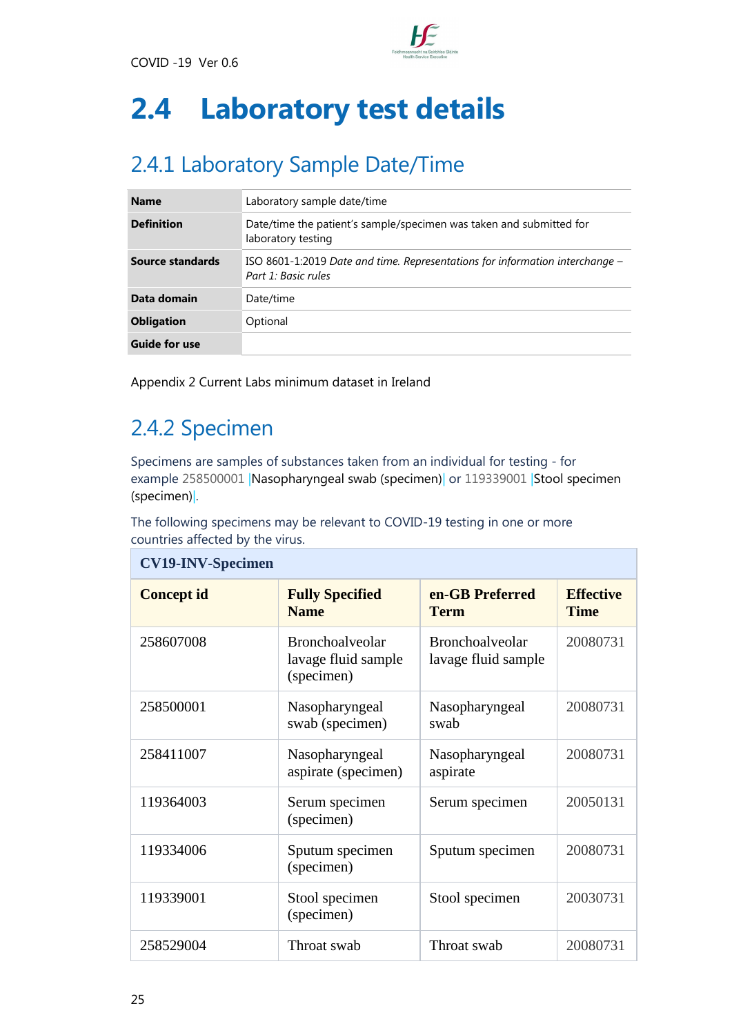# 2.4 Laboratory test details

## 2.4.1 Laboratory Sample Date/Time

| **Name** | Laboratory sample date/time |
|---|---|
| **Definition** | Date/time the patient's sample/specimen was taken and submitted for laboratory testing |
| **Source standards** | ISO 8601-1:2019 *Date and time. Representations for information interchange – Part 1: Basic rules* |
| **Data domain** | Date/time |
| **Obligation** | Optional |
| **Guide for use** | |

Appendix 2 Current Labs minimum dataset in Ireland

## 2.4.2 Specimen

Specimens are samples of substances taken from an individual for testing - for example 258500001 |Nasopharyngeal swab (specimen)| or 119339001 |Stool specimen (specimen)|.

The following specimens may be relevant to COVID-19 testing in one or more countries affected by the virus.

| **CV19-INV-Specimen** | | | |
|---|---|---|---|
| **Concept id** | **Fully Specified Name** | **en-GB Preferred Term** | **Effective Time** |
| 258607008 | Bronchoalveolar lavage fluid sample (specimen) | Bronchoalveolar lavage fluid sample | 20080731 |
| 258500001 | Nasopharyngeal swab (specimen) | Nasopharyngeal swab | 20080731 |
| 258411007 | Nasopharyngeal aspirate (specimen) | Nasopharyngeal aspirate | 20080731 |
| 119364003 | Serum specimen (specimen) | Serum specimen | 20050131 |
| 119334006 | Sputum specimen (specimen) | Sputum specimen | 20080731 |
| 119339001 | Stool specimen (specimen) | Stool specimen | 20030731 |
| 258529004 | Throat swab | Throat swab | 20080731 |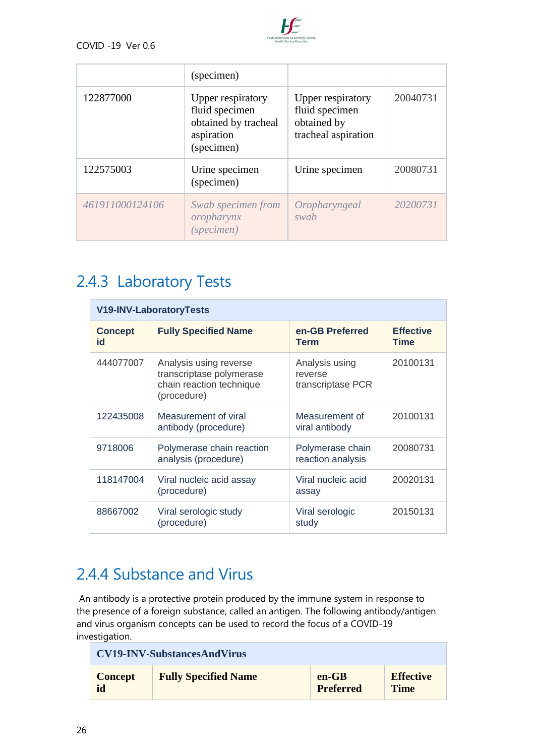|  | (specimen) |  |  |
| --- | --- | --- | --- |
| 122877000 | Upper respiratory fluid specimen obtained by tracheal aspiration (specimen) | Upper respiratory fluid specimen obtained by tracheal aspiration | 20040731 |
| 122575003 | Urine specimen (specimen) | Urine specimen | 20080731 |
| *461911000124106* | *Swab specimen from oropharynx (specimen)* | *Oropharyngeal swab* | *20200731* |

## 2.4.3 Laboratory Tests

| **V19-INV-LaboratoryTests** | | | |
| --- | --- | --- | --- |
| **Concept id** | **Fully Specified Name** | **en-GB Preferred Term** | **Effective Time** |
| 444077007 | Analysis using reverse transcriptase polymerase chain reaction technique (procedure) | Analysis using reverse transcriptase PCR | 20100131 |
| 122435008 | Measurement of viral antibody (procedure) | Measurement of viral antibody | 20100131 |
| 9718006 | Polymerase chain reaction analysis (procedure) | Polymerase chain reaction analysis | 20080731 |
| 118147004 | Viral nucleic acid assay (procedure) | Viral nucleic acid assay | 20020131 |
| 88667002 | Viral serologic study (procedure) | Viral serologic study | 20150131 |

## 2.4.4 Substance and Virus

An antibody is a protective protein produced by the immune system in response to the presence of a foreign substance, called an antigen. The following antibody/antigen and virus organism concepts can be used to record the focus of a COVID-19 investigation.

| **CV19-INV-SubstancesAndVirus** | | | |
| --- | --- | --- | --- |
| **Concept id** | **Fully Specified Name** | **en-GB Preferred** | **Effective Time** |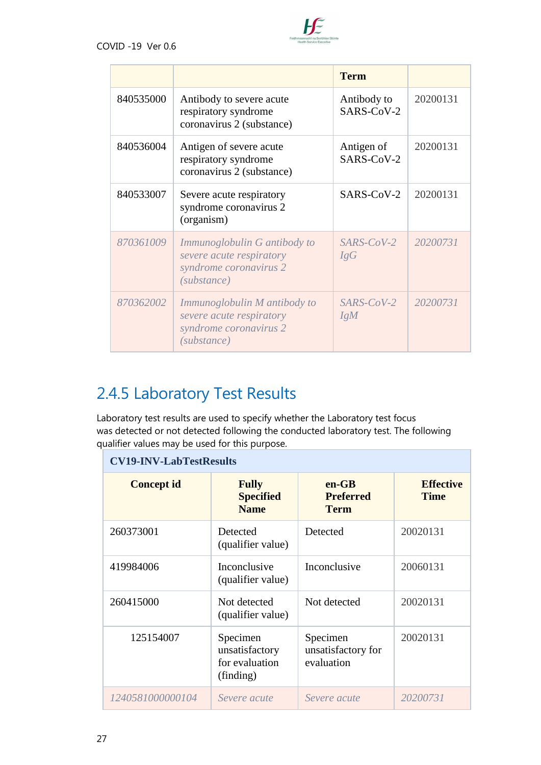| | | Term | |
|---|---|---|---|
| 840535000 | Antibody to severe acute respiratory syndrome coronavirus 2 (substance) | Antibody to SARS-CoV-2 | 20200131 |
| 840536004 | Antigen of severe acute respiratory syndrome coronavirus 2 (substance) | Antigen of SARS-CoV-2 | 20200131 |
| 840533007 | Severe acute respiratory syndrome coronavirus 2 (organism) | SARS-CoV-2 | 20200131 |
| *870361009* | *Immunoglobulin G antibody to severe acute respiratory syndrome coronavirus 2 (substance)* | *SARS-CoV-2 IgG* | *20200731* |
| *870362002* | *Immunoglobulin M antibody to severe acute respiratory syndrome coronavirus 2 (substance)* | *SARS-CoV-2 IgM* | *20200731* |

## 2.4.5 Laboratory Test Results

Laboratory test results are used to specify whether the Laboratory test focus was detected or not detected following the conducted laboratory test. The following qualifier values may be used for this purpose.

| CV19-INV-LabTestResults | | | |
|---|---|---|---|
| **Concept id** | **Fully Specified Name** | **en-GB Preferred Term** | **Effective Time** |
| 260373001 | Detected (qualifier value) | Detected | 20020131 |
| 419984006 | Inconclusive (qualifier value) | Inconclusive | 20060131 |
| 260415000 | Not detected (qualifier value) | Not detected | 20020131 |
| 125154007 | Specimen unsatisfactory for evaluation (finding) | Specimen unsatisfactory for evaluation | 20020131 |
| *1240581000000104* | *Severe acute* | *Severe acute* | *20200731* |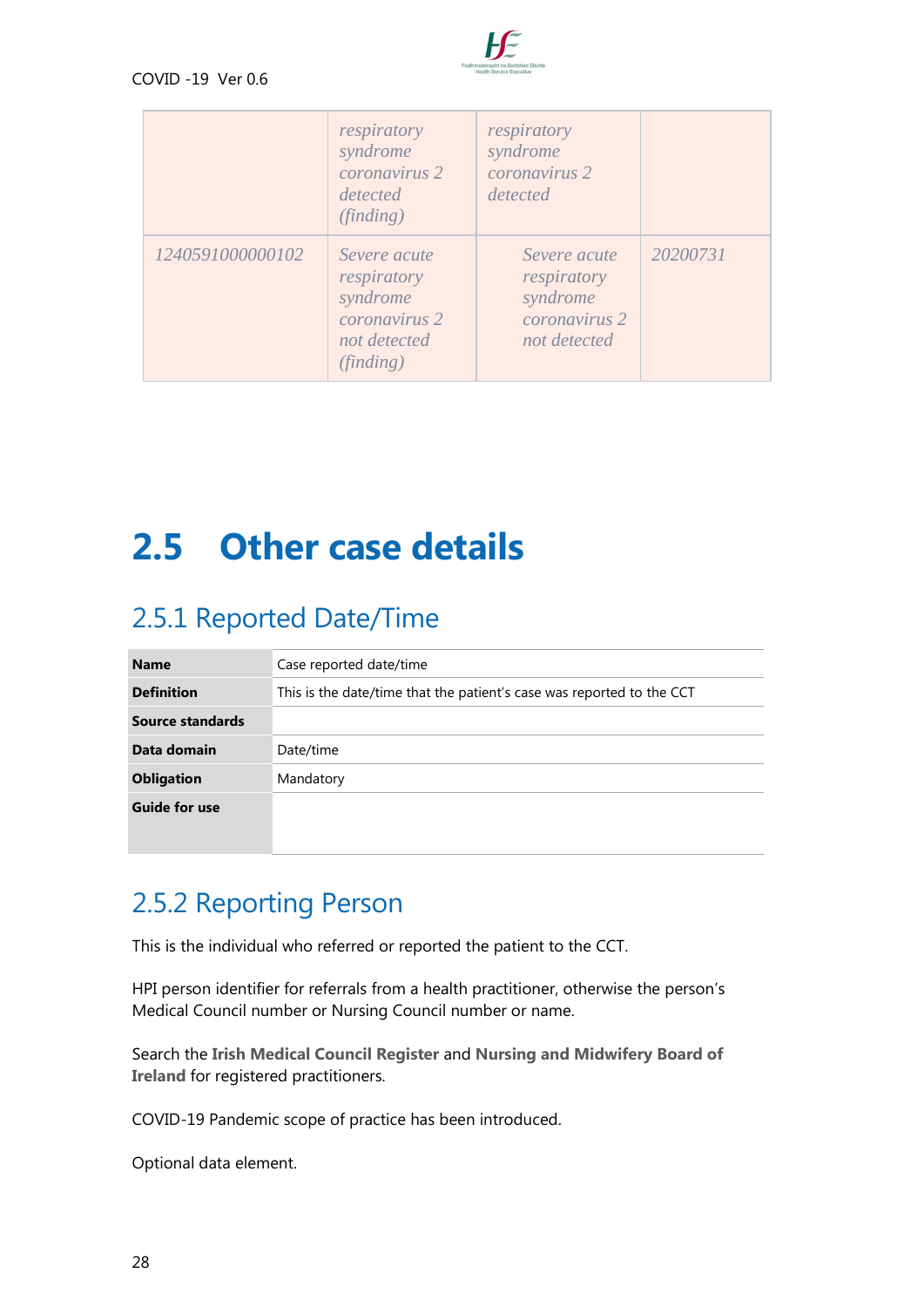|  | *respiratory syndrome coronavirus 2 detected (finding)* | *respiratory syndrome coronavirus 2 detected* |  |
|---|---|---|---|
| *1240591000000102* | *Severe acute respiratory syndrome coronavirus 2 not detected (finding)* | *Severe acute respiratory syndrome coronavirus 2 not detected* | *20200731* |

# 2.5 Other case details

## 2.5.1 Reported Date/Time

| **Name** | Case reported date/time |
|---|---|
| **Definition** | This is the date/time that the patient's case was reported to the CCT |
| **Source standards** |  |
| **Data domain** | Date/time |
| **Obligation** | Mandatory |
| **Guide for use** |  |

## 2.5.2 Reporting Person

This is the individual who referred or reported the patient to the CCT.

HPI person identifier for referrals from a health practitioner, otherwise the person's Medical Council number or Nursing Council number or name.

Search the **Irish Medical Council Register** and **Nursing and Midwifery Board of Ireland** for registered practitioners.

COVID-19 Pandemic scope of practice has been introduced.

Optional data element.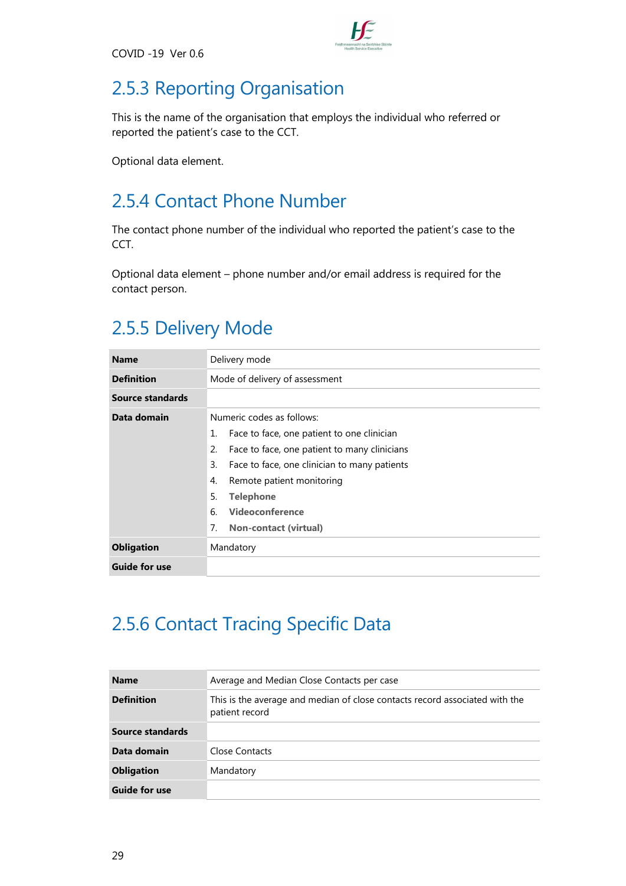## 2.5.3 Reporting Organisation

This is the name of the organisation that employs the individual who referred or reported the patient's case to the CCT.

Optional data element.

## 2.5.4 Contact Phone Number

The contact phone number of the individual who reported the patient's case to the CCT.

Optional data element – phone number and/or email address is required for the contact person.

## 2.5.5 Delivery Mode

| | |
|---|---|
| **Name** | Delivery mode |
| **Definition** | Mode of delivery of assessment |
| **Source standards** | |
| **Data domain** | Numeric codes as follows:<br>1. Face to face, one patient to one clinician<br>2. Face to face, one patient to many clinicians<br>3. Face to face, one clinician to many patients<br>4. Remote patient monitoring<br>5. **Telephone**<br>6. **Videoconference**<br>7. **Non-contact (virtual)** |
| **Obligation** | Mandatory |
| **Guide for use** | |

## 2.5.6 Contact Tracing Specific Data

| | |
|---|---|
| **Name** | Average and Median Close Contacts per case |
| **Definition** | This is the average and median of close contacts record associated with the patient record |
| **Source standards** | |
| **Data domain** | Close Contacts |
| **Obligation** | Mandatory |
| **Guide for use** | |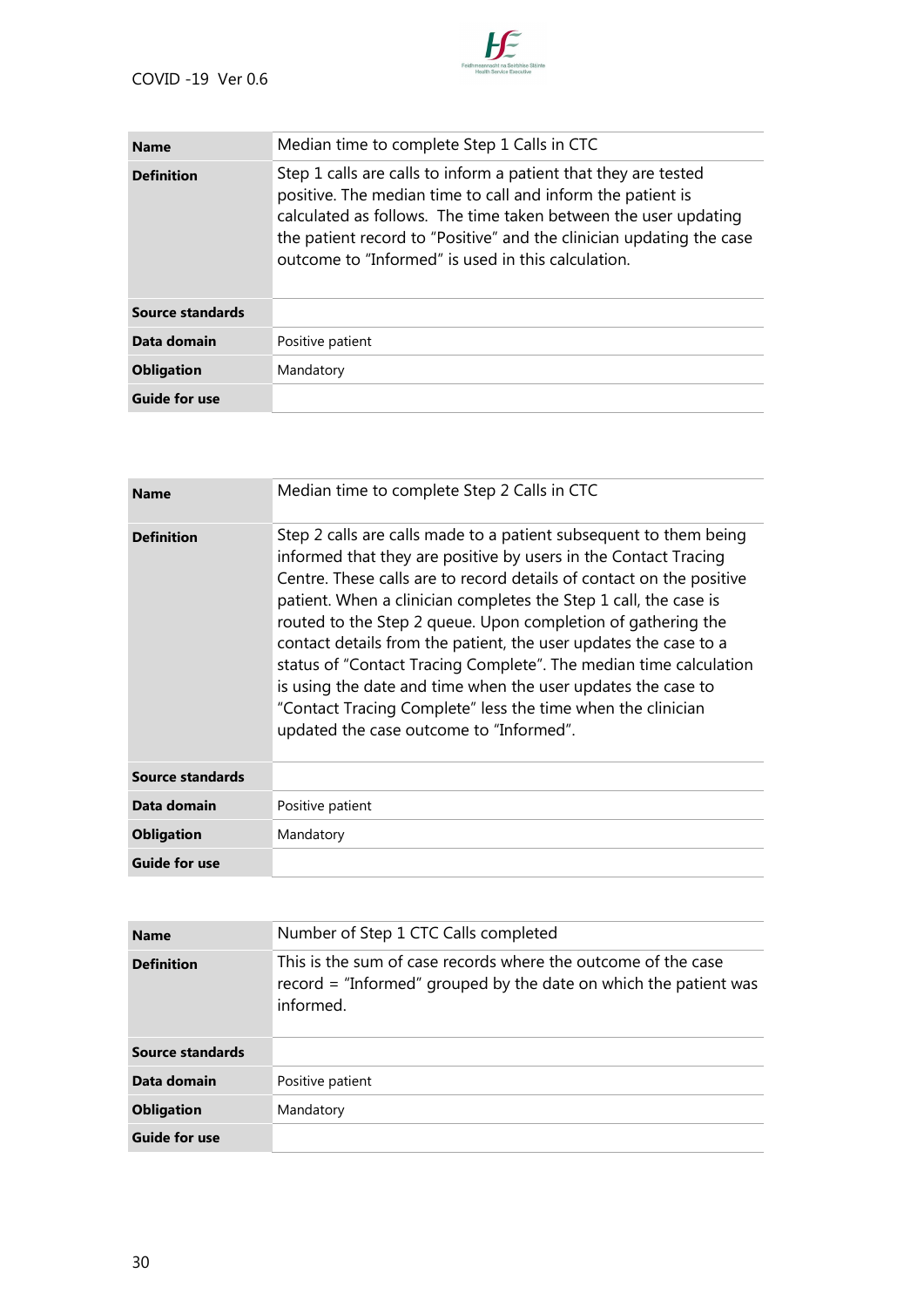| Name | Median time to complete Step 1 Calls in CTC |
| --- | --- |
| Definition | Step 1 calls are calls to inform a patient that they are tested positive. The median time to call and inform the patient is calculated as follows. The time taken between the user updating the patient record to "Positive" and the clinician updating the case outcome to "Informed" is used in this calculation. |
| Source standards | |
| Data domain | Positive patient |
| Obligation | Mandatory |
| Guide for use | |

| Name | Median time to complete Step 2 Calls in CTC |
| --- | --- |
| Definition | Step 2 calls are calls made to a patient subsequent to them being informed that they are positive by users in the Contact Tracing Centre. These calls are to record details of contact on the positive patient. When a clinician completes the Step 1 call, the case is routed to the Step 2 queue. Upon completion of gathering the contact details from the patient, the user updates the case to a status of "Contact Tracing Complete". The median time calculation is using the date and time when the user updates the case to "Contact Tracing Complete" less the time when the clinician updated the case outcome to "Informed". |
| Source standards | |
| Data domain | Positive patient |
| Obligation | Mandatory |
| Guide for use | |

| Name | Number of Step 1 CTC Calls completed |
| --- | --- |
| Definition | This is the sum of case records where the outcome of the case record = "Informed" grouped by the date on which the patient was informed. |
| Source standards | |
| Data domain | Positive patient |
| Obligation | Mandatory |
| Guide for use | |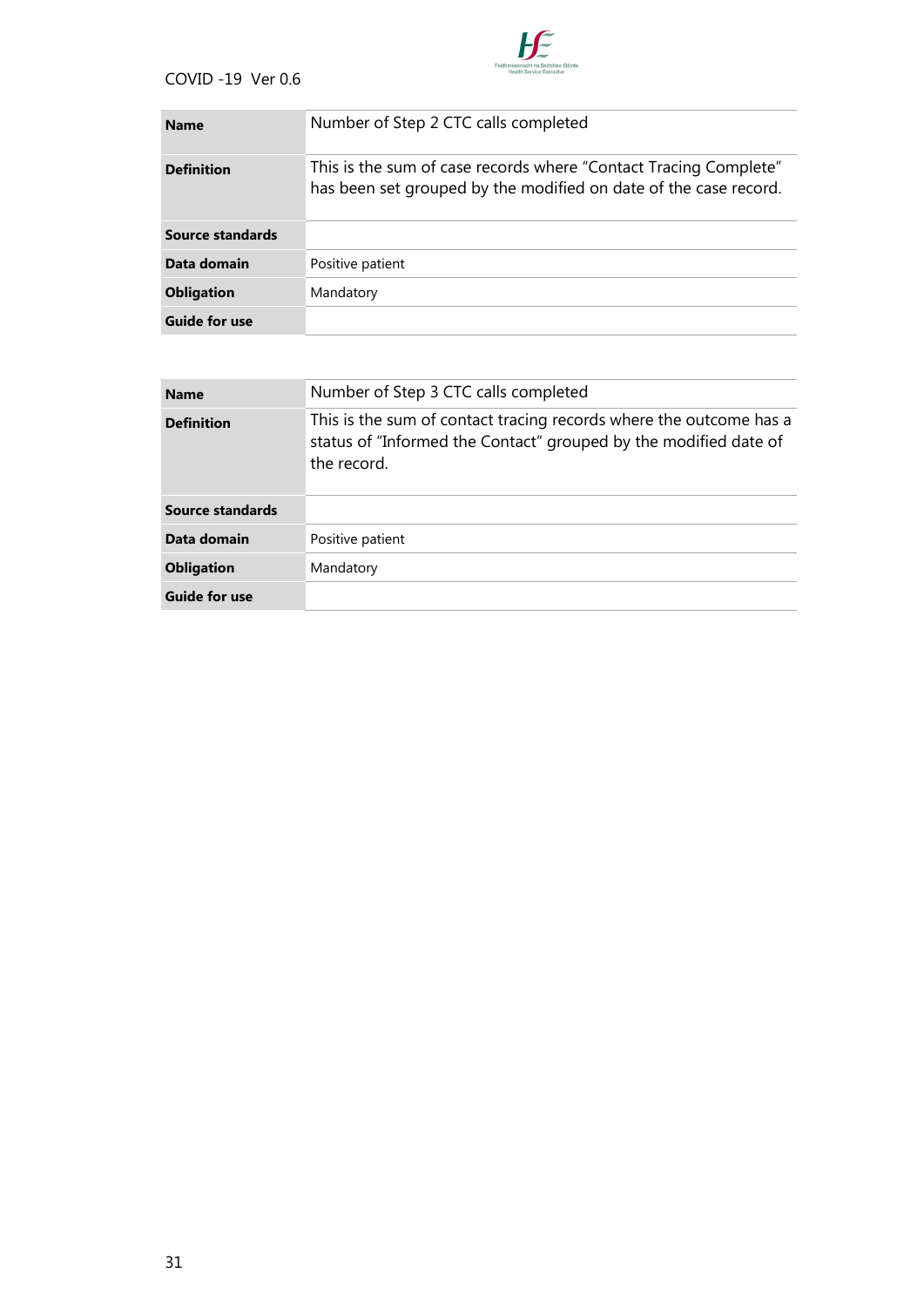| | |
|---|---|
| **Name** | Number of Step 2 CTC calls completed |
| **Definition** | This is the sum of case records where "Contact Tracing Complete" has been set grouped by the modified on date of the case record. |
| **Source standards** | |
| **Data domain** | Positive patient |
| **Obligation** | Mandatory |
| **Guide for use** | |

| | |
|---|---|
| **Name** | Number of Step 3 CTC calls completed |
| **Definition** | This is the sum of contact tracing records where the outcome has a status of "Informed the Contact" grouped by the modified date of the record. |
| **Source standards** | |
| **Data domain** | Positive patient |
| **Obligation** | Mandatory |
| **Guide for use** | |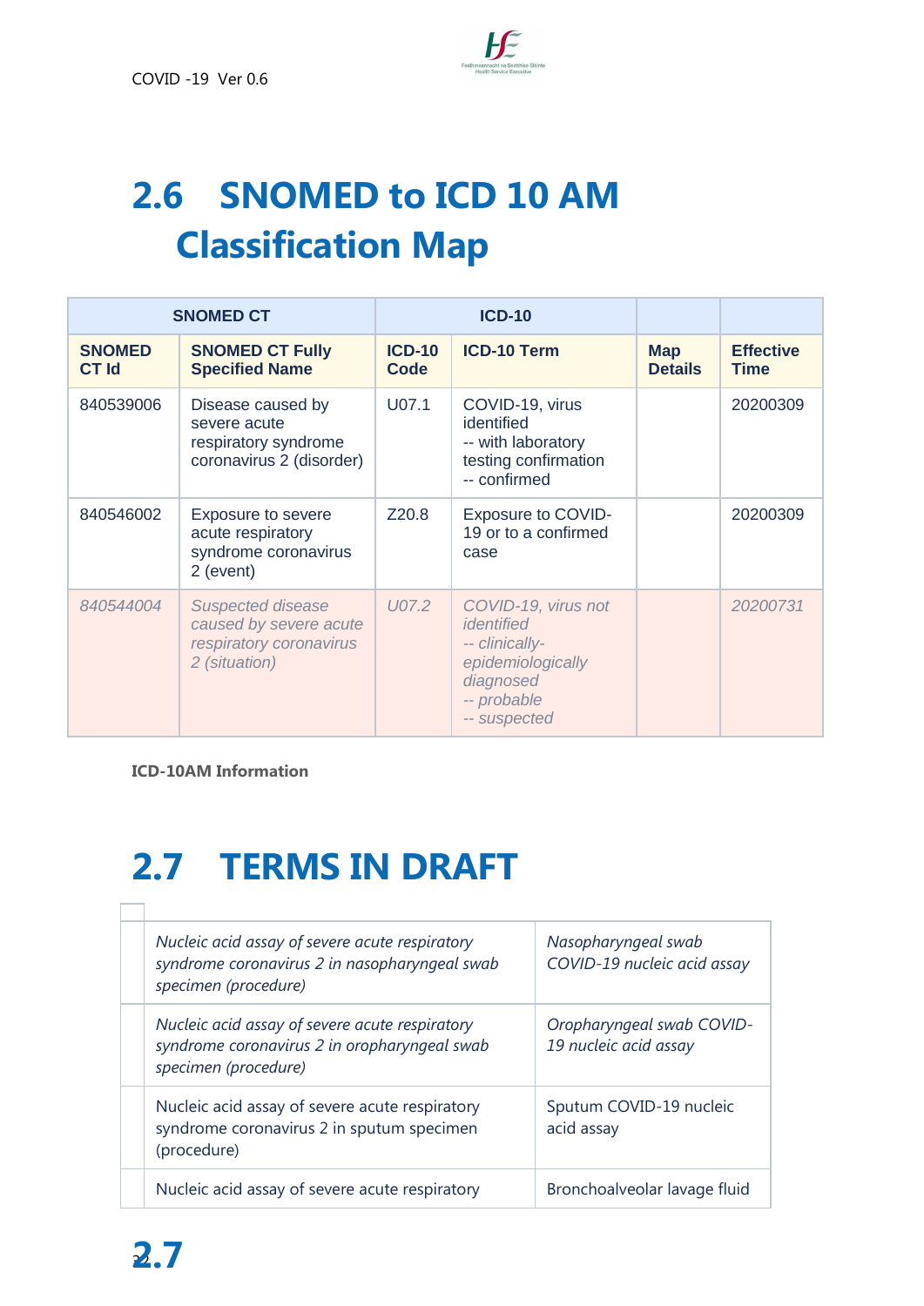## 2.6 SNOMED to ICD 10 AM Classification Map

| SNOMED CT | | ICD-10 | | | |
|---|---|---|---|---|---|
| **SNOMED CT Id** | **SNOMED CT Fully Specified Name** | **ICD-10 Code** | **ICD-10 Term** | **Map Details** | **Effective Time** |
| 840539006 | Disease caused by severe acute respiratory syndrome coronavirus 2 (disorder) | U07.1 | COVID-19, virus identified<br>-- with laboratory testing confirmation<br>-- confirmed | | 20200309 |
| 840546002 | Exposure to severe acute respiratory syndrome coronavirus 2 (event) | Z20.8 | Exposure to COVID-19 or to a confirmed case | | 20200309 |
| *840544004* | *Suspected disease caused by severe acute respiratory coronavirus 2 (situation)* | *U07.2* | *COVID-19, virus not identified*<br>*-- clinically-epidemiologically diagnosed*<br>*-- probable*<br>*-- suspected* | | *20200731* |

**ICD-10AM Information**

## 2.7 TERMS IN DRAFT

| | | |
|---|---|---|
| | *Nucleic acid assay of severe acute respiratory syndrome coronavirus 2 in nasopharyngeal swab specimen (procedure)* | *Nasopharyngeal swab COVID-19 nucleic acid assay* |
| | *Nucleic acid assay of severe acute respiratory syndrome coronavirus 2 in oropharyngeal swab specimen (procedure)* | *Oropharyngeal swab COVID-19 nucleic acid assay* |
| | Nucleic acid assay of severe acute respiratory syndrome coronavirus 2 in sputum specimen (procedure) | Sputum COVID-19 nucleic acid assay |
| | Nucleic acid assay of severe acute respiratory | Bronchoalveolar lavage fluid |

## 2.7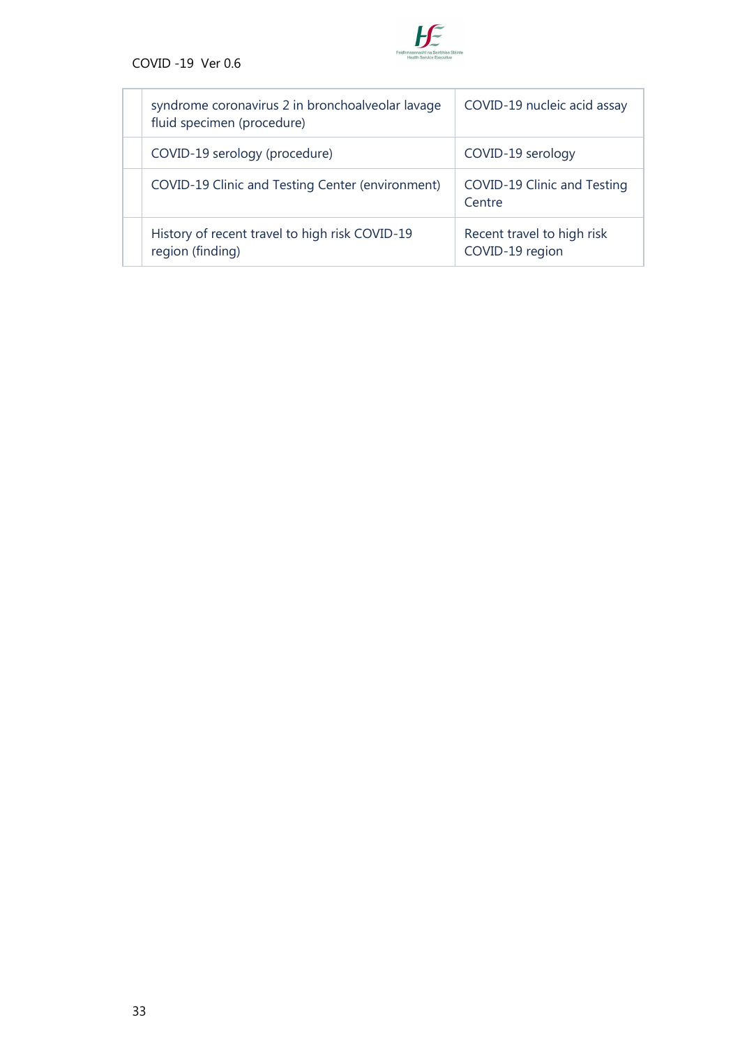| | | |
|---|---|---|
| | syndrome coronavirus 2 in bronchoalveolar lavage fluid specimen (procedure) | COVID-19 nucleic acid assay |
| | COVID-19 serology (procedure) | COVID-19 serology |
| | COVID-19 Clinic and Testing Center (environment) | COVID-19 Clinic and Testing Centre |
| | History of recent travel to high risk COVID-19 region (finding) | Recent travel to high risk COVID-19 region |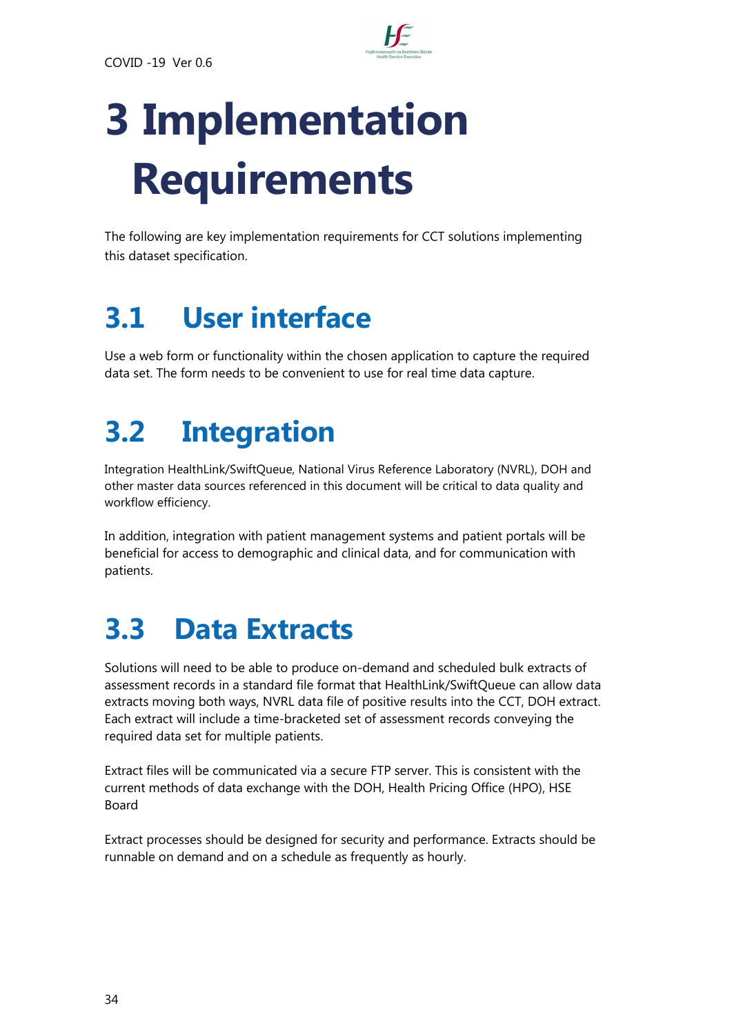# 3 Implementation Requirements

The following are key implementation requirements for CCT solutions implementing this dataset specification.

## 3.1 User interface

Use a web form or functionality within the chosen application to capture the required data set. The form needs to be convenient to use for real time data capture.

## 3.2 Integration

Integration HealthLink/SwiftQueue, National Virus Reference Laboratory (NVRL), DOH and other master data sources referenced in this document will be critical to data quality and workflow efficiency.

In addition, integration with patient management systems and patient portals will be beneficial for access to demographic and clinical data, and for communication with patients.

## 3.3 Data Extracts

Solutions will need to be able to produce on-demand and scheduled bulk extracts of assessment records in a standard file format that HealthLink/SwiftQueue can allow data extracts moving both ways, NVRL data file of positive results into the CCT, DOH extract. Each extract will include a time-bracketed set of assessment records conveying the required data set for multiple patients.

Extract files will be communicated via a secure FTP server. This is consistent with the current methods of data exchange with the DOH, Health Pricing Office (HPO), HSE Board

Extract processes should be designed for security and performance. Extracts should be runnable on demand and on a schedule as frequently as hourly.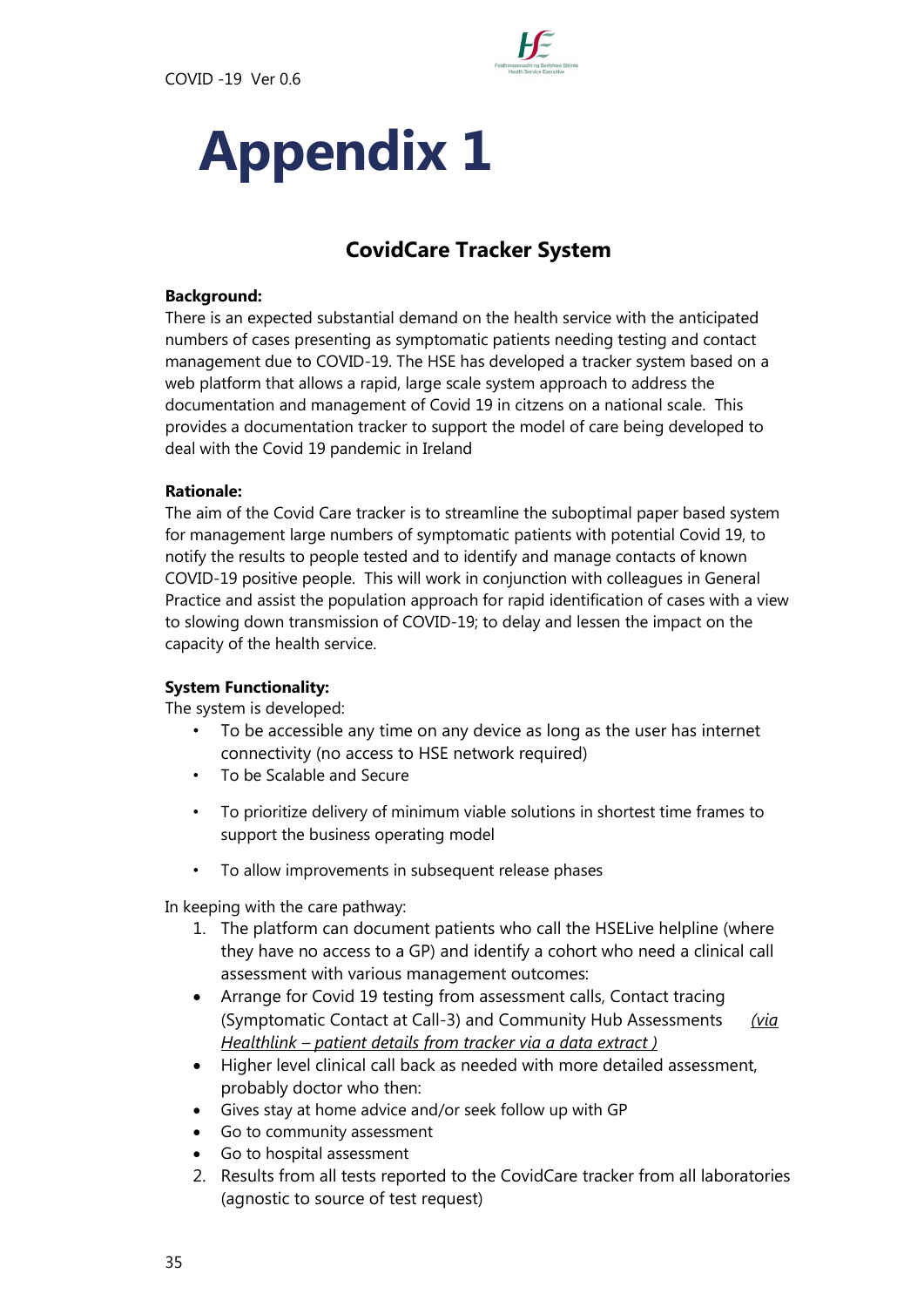# Appendix 1

## CovidCare Tracker System

**Background:**
There is an expected substantial demand on the health service with the anticipated numbers of cases presenting as symptomatic patients needing testing and contact management due to COVID-19. The HSE has developed a tracker system based on a web platform that allows a rapid, large scale system approach to address the documentation and management of Covid 19 in citizens on a national scale. This provides a documentation tracker to support the model of care being developed to deal with the Covid 19 pandemic in Ireland

**Rationale:**
The aim of the Covid Care tracker is to streamline the suboptimal paper based system for management large numbers of symptomatic patients with potential Covid 19, to notify the results to people tested and to identify and manage contacts of known COVID-19 positive people. This will work in conjunction with colleagues in General Practice and assist the population approach for rapid identification of cases with a view to slowing down transmission of COVID-19; to delay and lessen the impact on the capacity of the health service.

**System Functionality:**
The system is developed:

- To be accessible any time on any device as long as the user has internet connectivity (no access to HSE network required)
- To be Scalable and Secure
- To prioritize delivery of minimum viable solutions in shortest time frames to support the business operating model
- To allow improvements in subsequent release phases

In keeping with the care pathway:

1. The platform can document patients who call the HSELive helpline (where they have no access to a GP) and identify a cohort who need a clinical call assessment with various management outcomes:

- Arrange for Covid 19 testing from assessment calls, Contact tracing (Symptomatic Contact at Call-3) and Community Hub Assessments *(via Healthlink – patient details from tracker via a data extract )*
- Higher level clinical call back as needed with more detailed assessment, probably doctor who then:
- Gives stay at home advice and/or seek follow up with GP
- Go to community assessment
- Go to hospital assessment

2. Results from all tests reported to the CovidCare tracker from all laboratories (agnostic to source of test request)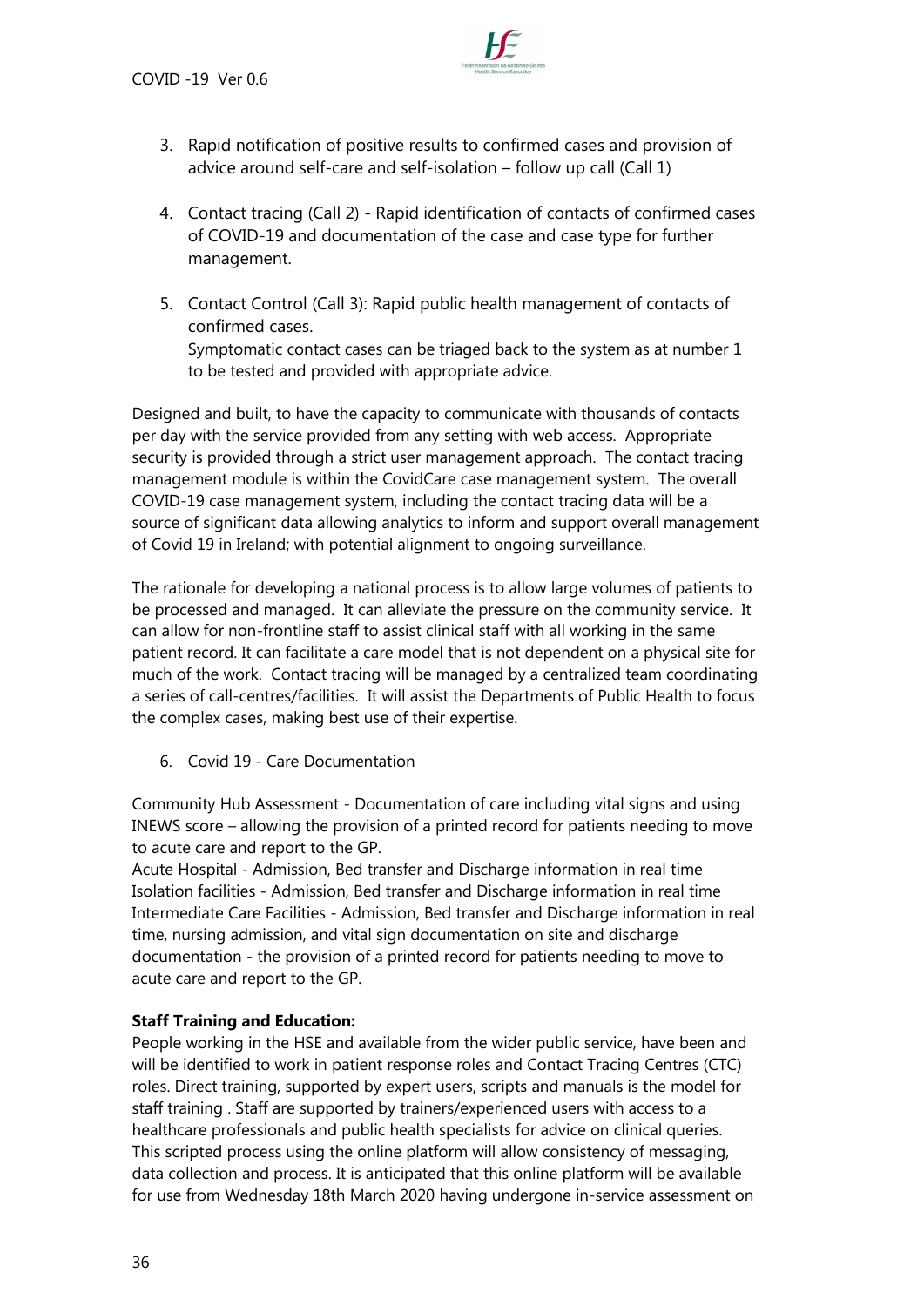3. Rapid notification of positive results to confirmed cases and provision of advice around self-care and self-isolation – follow up call (Call 1)

4. Contact tracing (Call 2) - Rapid identification of contacts of confirmed cases of COVID-19 and documentation of the case and case type for further management.

5. Contact Control (Call 3): Rapid public health management of contacts of confirmed cases.
   Symptomatic contact cases can be triaged back to the system as at number 1 to be tested and provided with appropriate advice.

Designed and built, to have the capacity to communicate with thousands of contacts per day with the service provided from any setting with web access. Appropriate security is provided through a strict user management approach. The contact tracing management module is within the CovidCare case management system. The overall COVID-19 case management system, including the contact tracing data will be a source of significant data allowing analytics to inform and support overall management of Covid 19 in Ireland; with potential alignment to ongoing surveillance.

The rationale for developing a national process is to allow large volumes of patients to be processed and managed. It can alleviate the pressure on the community service. It can allow for non-frontline staff to assist clinical staff with all working in the same patient record. It can facilitate a care model that is not dependent on a physical site for much of the work. Contact tracing will be managed by a centralized team coordinating a series of call-centres/facilities. It will assist the Departments of Public Health to focus the complex cases, making best use of their expertise.

6. Covid 19 - Care Documentation

Community Hub Assessment - Documentation of care including vital signs and using INEWS score – allowing the provision of a printed record for patients needing to move to acute care and report to the GP.
Acute Hospital - Admission, Bed transfer and Discharge information in real time
Isolation facilities - Admission, Bed transfer and Discharge information in real time
Intermediate Care Facilities - Admission, Bed transfer and Discharge information in real time, nursing admission, and vital sign documentation on site and discharge documentation - the provision of a printed record for patients needing to move to acute care and report to the GP.

**Staff Training and Education:**
People working in the HSE and available from the wider public service, have been and will be identified to work in patient response roles and Contact Tracing Centres (CTC) roles. Direct training, supported by expert users, scripts and manuals is the model for staff training . Staff are supported by trainers/experienced users with access to a healthcare professionals and public health specialists for advice on clinical queries. This scripted process using the online platform will allow consistency of messaging, data collection and process. It is anticipated that this online platform will be available for use from Wednesday 18th March 2020 having undergone in-service assessment on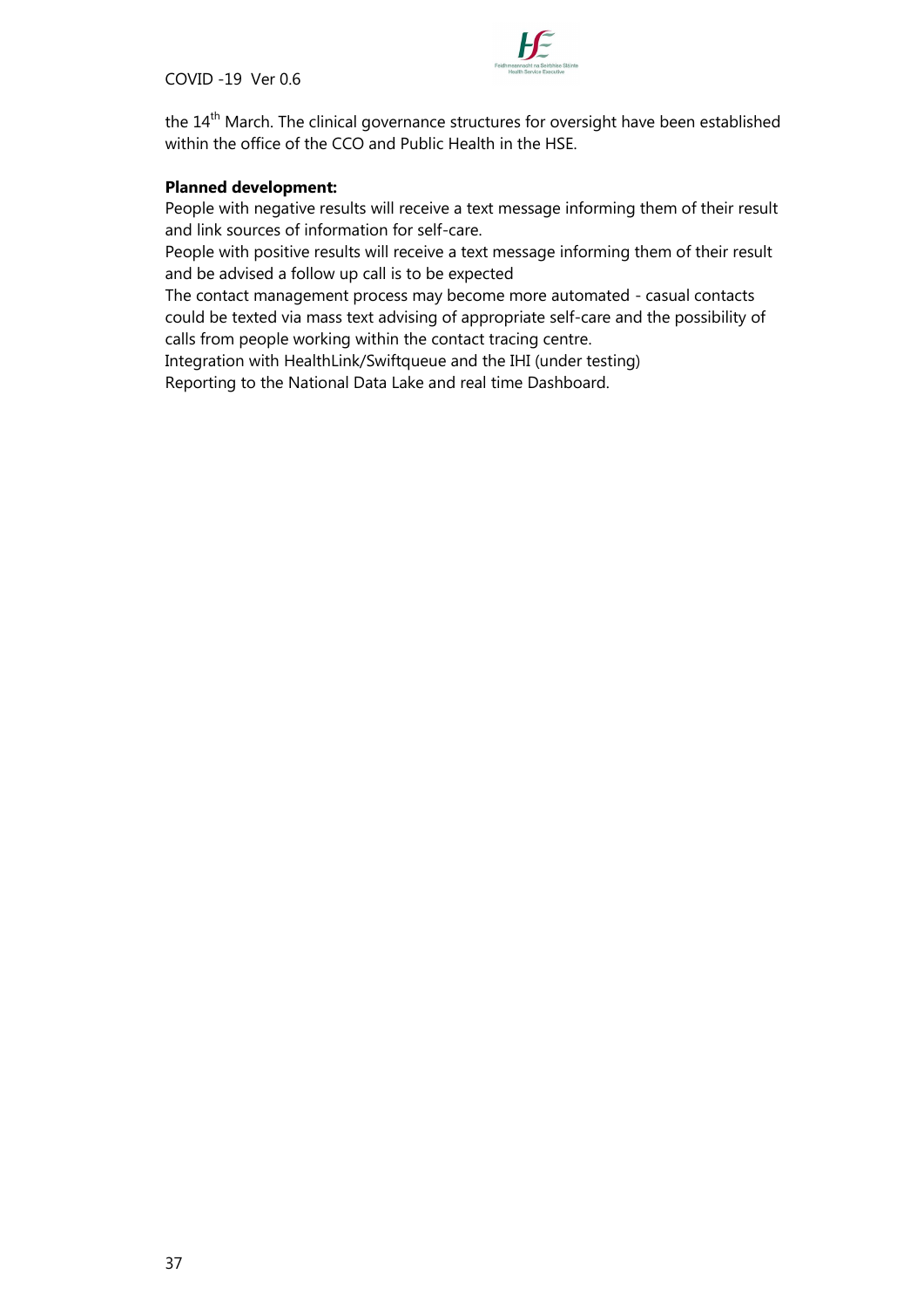the 14th March. The clinical governance structures for oversight have been established within the office of the CCO and Public Health in the HSE.

**Planned development:**

People with negative results will receive a text message informing them of their result and link sources of information for self-care.

People with positive results will receive a text message informing them of their result and be advised a follow up call is to be expected

The contact management process may become more automated - casual contacts could be texted via mass text advising of appropriate self-care and the possibility of calls from people working within the contact tracing centre.

Integration with HealthLink/Swiftqueue and the IHI (under testing)

Reporting to the National Data Lake and real time Dashboard.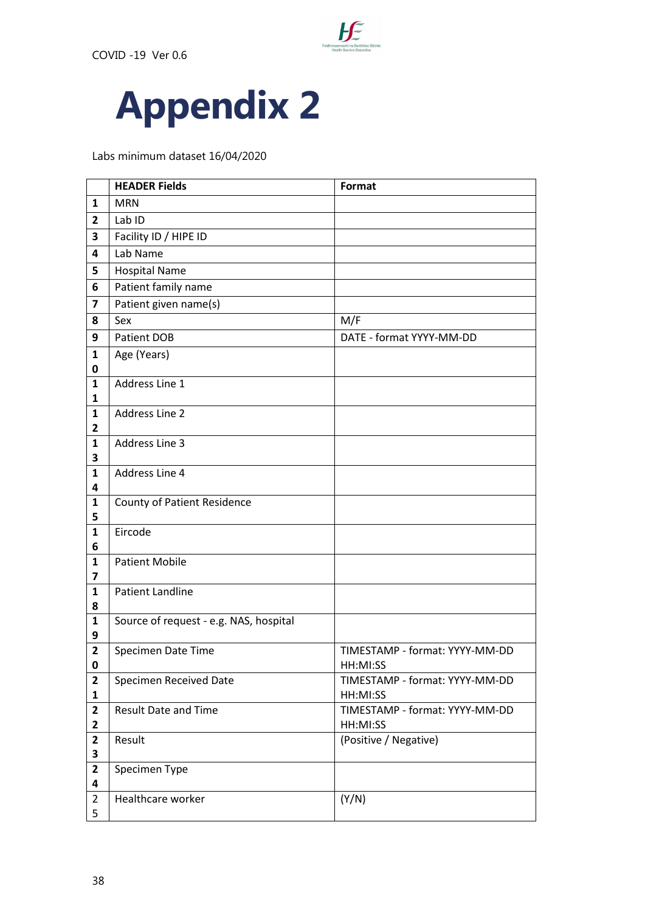COVID -19 Ver 0.6

# Appendix 2

Labs minimum dataset 16/04/2020

| | HEADER Fields | Format |
|---|---|---|
| 1 | MRN | |
| 2 | Lab ID | |
| 3 | Facility ID / HIPE ID | |
| 4 | Lab Name | |
| 5 | Hospital Name | |
| 6 | Patient family name | |
| 7 | Patient given name(s) | |
| 8 | Sex | M/F |
| 9 | Patient DOB | DATE - format YYYY-MM-DD |
| 10 | Age (Years) | |
| 11 | Address Line 1 | |
| 12 | Address Line 2 | |
| 13 | Address Line 3 | |
| 14 | Address Line 4 | |
| 15 | County of Patient Residence | |
| 16 | Eircode | |
| 17 | Patient Mobile | |
| 18 | Patient Landline | |
| 19 | Source of request - e.g. NAS, hospital | |
| 20 | Specimen Date Time | TIMESTAMP - format: YYYY-MM-DD HH:MI:SS |
| 21 | Specimen Received Date | TIMESTAMP - format: YYYY-MM-DD HH:MI:SS |
| 22 | Result Date and Time | TIMESTAMP - format: YYYY-MM-DD HH:MI:SS |
| 23 | Result | (Positive / Negative) |
| 24 | Specimen Type | |
| 25 | Healthcare worker | (Y/N) |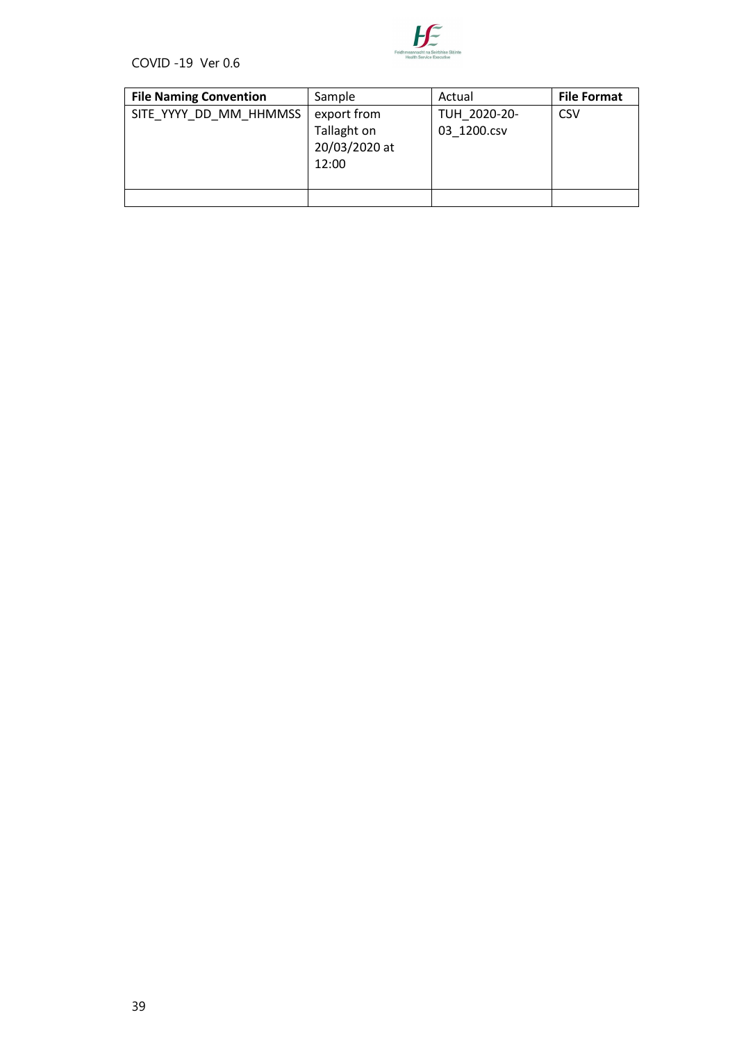| File Naming Convention | Sample | Actual | File Format |
|---|---|---|---|
| SITE_YYYY_DD_MM_HHMMSS | export from Tallaght on 20/03/2020 at 12:00 | TUH_2020-20-03_1200.csv | CSV |
| | | | |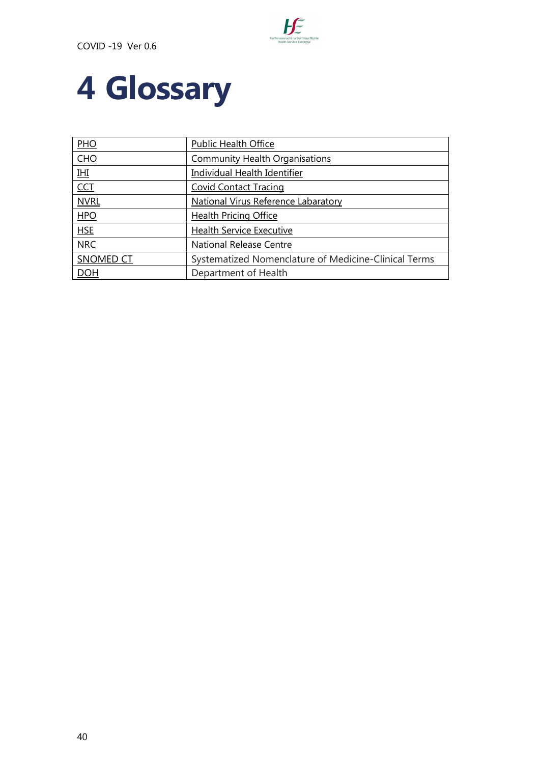# 4 Glossary

| | |
|---|---|
| PHO | Public Health Office |
| CHO | Community Health Organisations |
| IHI | Individual Health Identifier |
| CCT | Covid Contact Tracing |
| NVRL | National Virus Reference Labaratory |
| HPO | Health Pricing Office |
| HSE | Health Service Executive |
| NRC | National Release Centre |
| SNOMED CT | Systematized Nomenclature of Medicine-Clinical Terms |
| DOH | Department of Health |